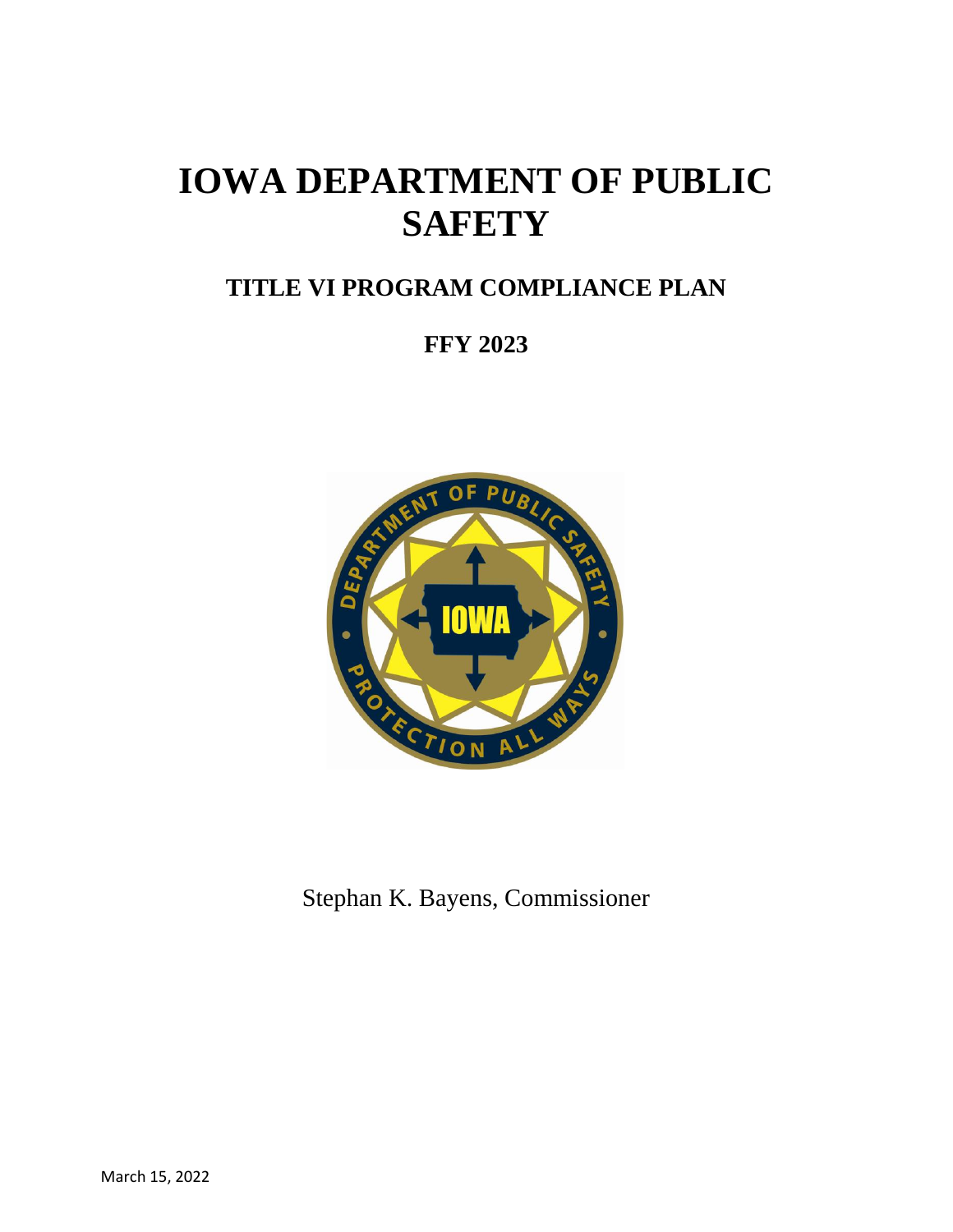# IOWA DEPARTMENT OF PUBLIC SAFETY

## TITLE VI PROGRAM COMPLIANCE PLAN

## FFY 2023

Stephan K. Bayens, Commissioner

March 15, 2022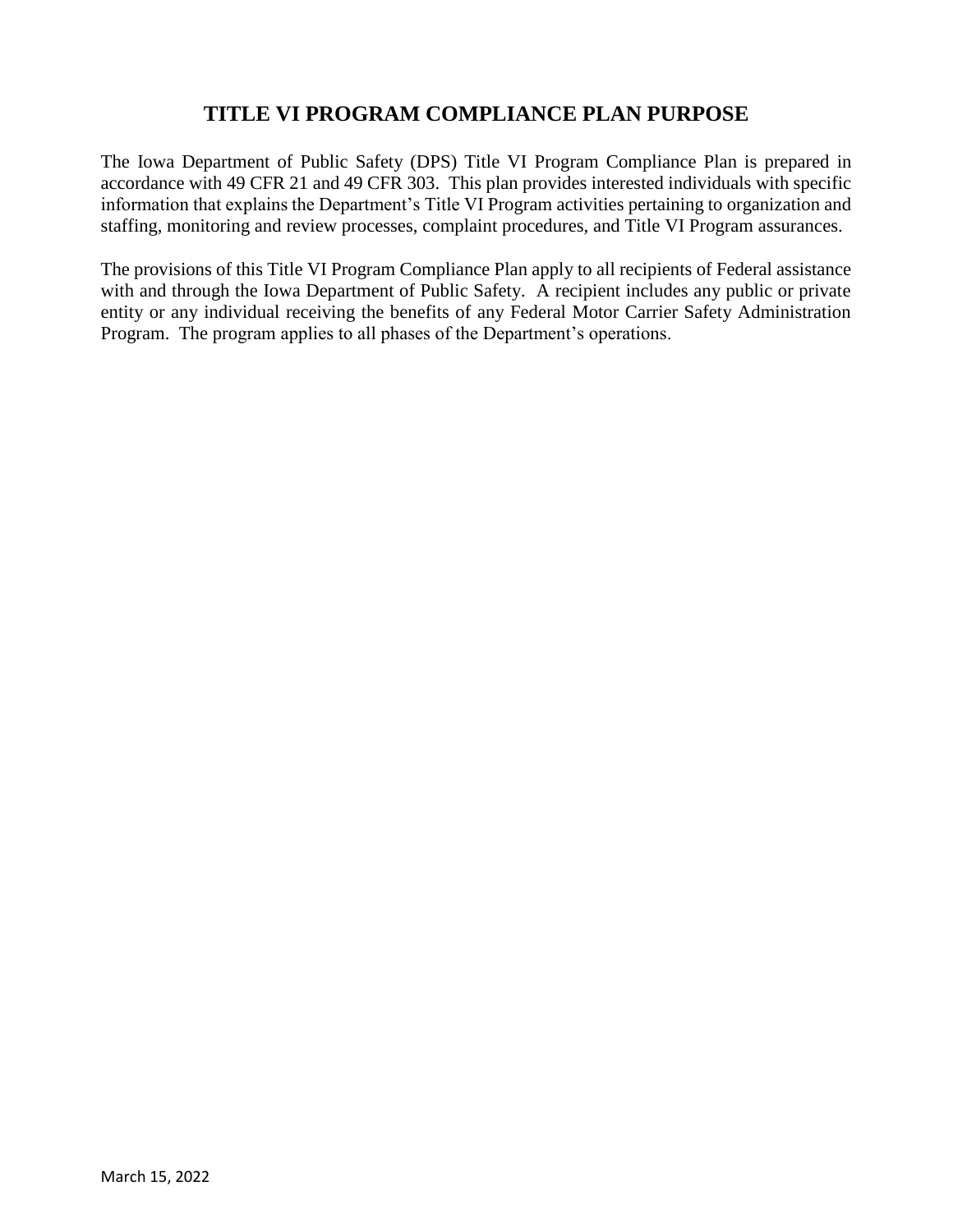# TITLE VI PROGRAM COMPLIANCE PLAN PURPOSE

The Iowa Department of Public Safety (DPS) Title VI Program Compliance Plan is prepared in accordance with 49 CFR 21 and 49 CFR 303. This plan provides interested individuals with specific information that explains the Department's Title VI Program activities pertaining to organization and staffing, monitoring and review processes, complaint procedures, and Title VI Program assurances.

The provisions of this Title VI Program Compliance Plan apply to all recipients of Federal assistance with and through the Iowa Department of Public Safety. A recipient includes any public or private entity or any individual receiving the benefits of any Federal Motor Carrier Safety Administration Program. The program applies to all phases of the Department's operations.

March 15, 2022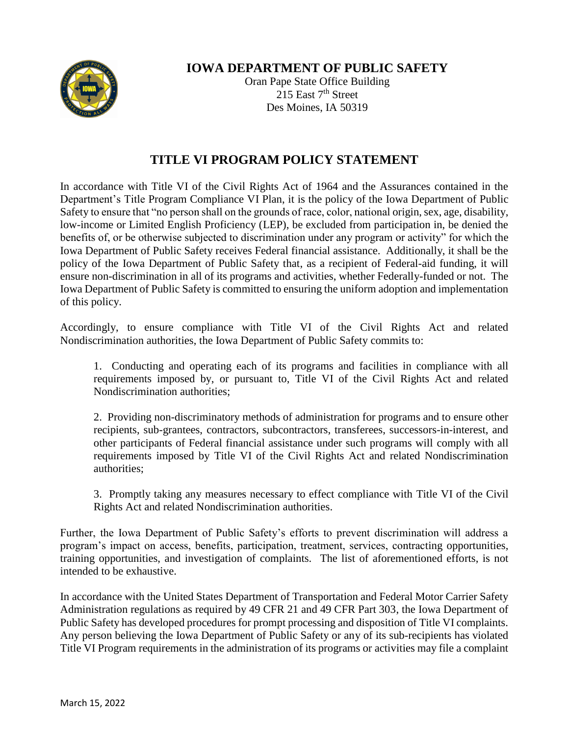# IOWA DEPARTMENT OF PUBLIC SAFETY

Oran Pape State Office Building
215 East 7th Street
Des Moines, IA 50319

## TITLE VI PROGRAM POLICY STATEMENT

In accordance with Title VI of the Civil Rights Act of 1964 and the Assurances contained in the Department's Title Program Compliance VI Plan, it is the policy of the Iowa Department of Public Safety to ensure that "no person shall on the grounds of race, color, national origin, sex, age, disability, low-income or Limited English Proficiency (LEP), be excluded from participation in, be denied the benefits of, or be otherwise subjected to discrimination under any program or activity" for which the Iowa Department of Public Safety receives Federal financial assistance. Additionally, it shall be the policy of the Iowa Department of Public Safety that, as a recipient of Federal-aid funding, it will ensure non-discrimination in all of its programs and activities, whether Federally-funded or not. The Iowa Department of Public Safety is committed to ensuring the uniform adoption and implementation of this policy.

Accordingly, to ensure compliance with Title VI of the Civil Rights Act and related Nondiscrimination authorities, the Iowa Department of Public Safety commits to:

1. Conducting and operating each of its programs and facilities in compliance with all requirements imposed by, or pursuant to, Title VI of the Civil Rights Act and related Nondiscrimination authorities;

2. Providing non-discriminatory methods of administration for programs and to ensure other recipients, sub-grantees, contractors, subcontractors, transferees, successors-in-interest, and other participants of Federal financial assistance under such programs will comply with all requirements imposed by Title VI of the Civil Rights Act and related Nondiscrimination authorities;

3. Promptly taking any measures necessary to effect compliance with Title VI of the Civil Rights Act and related Nondiscrimination authorities.

Further, the Iowa Department of Public Safety's efforts to prevent discrimination will address a program's impact on access, benefits, participation, treatment, services, contracting opportunities, training opportunities, and investigation of complaints. The list of aforementioned efforts, is not intended to be exhaustive.

In accordance with the United States Department of Transportation and Federal Motor Carrier Safety Administration regulations as required by 49 CFR 21 and 49 CFR Part 303, the Iowa Department of Public Safety has developed procedures for prompt processing and disposition of Title VI complaints. Any person believing the Iowa Department of Public Safety or any of its sub-recipients has violated Title VI Program requirements in the administration of its programs or activities may file a complaint

March 15, 2022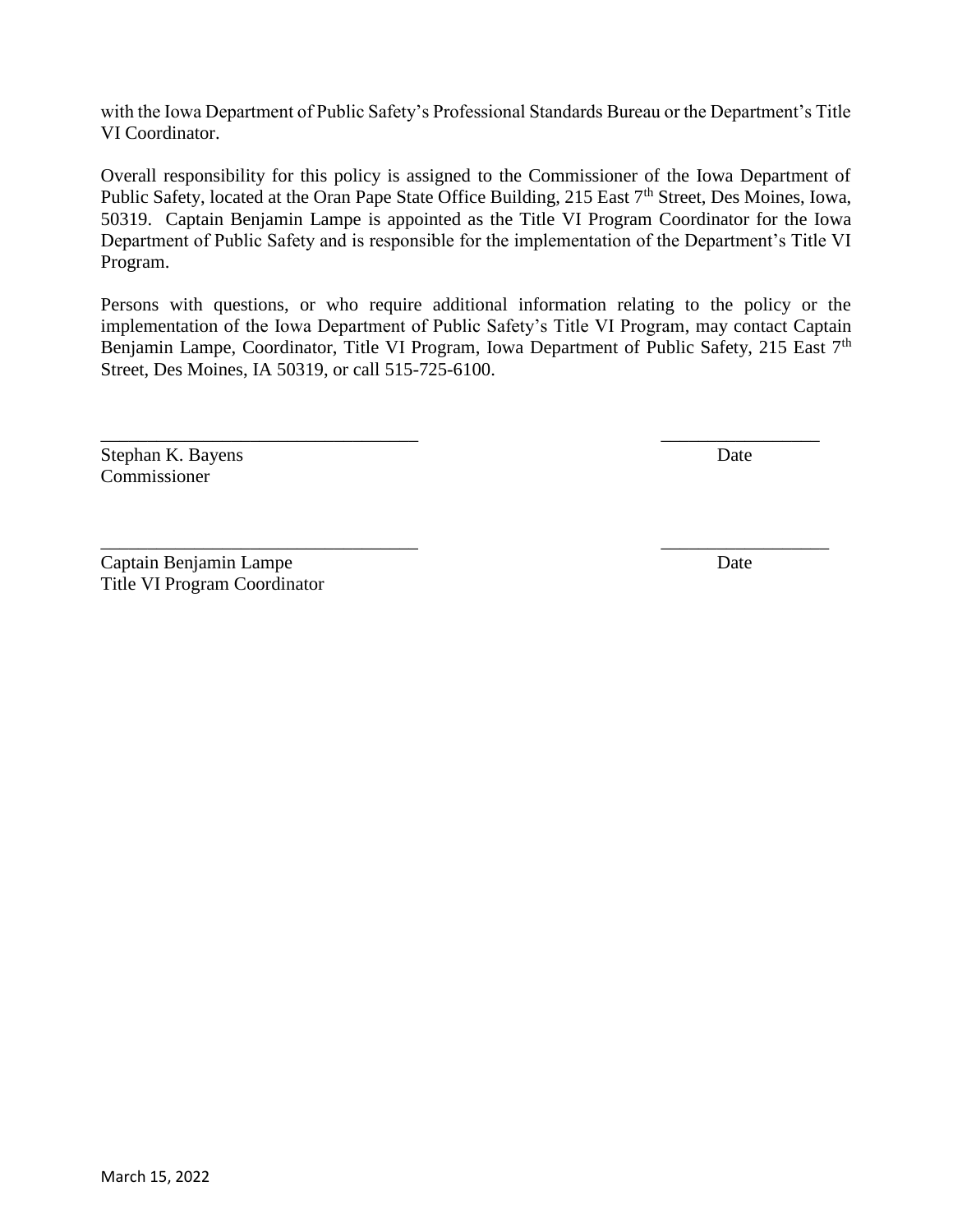with the Iowa Department of Public Safety's Professional Standards Bureau or the Department's Title VI Coordinator.

Overall responsibility for this policy is assigned to the Commissioner of the Iowa Department of Public Safety, located at the Oran Pape State Office Building, 215 East 7th Street, Des Moines, Iowa, 50319. Captain Benjamin Lampe is appointed as the Title VI Program Coordinator for the Iowa Department of Public Safety and is responsible for the implementation of the Department's Title VI Program.

Persons with questions, or who require additional information relating to the policy or the implementation of the Iowa Department of Public Safety's Title VI Program, may contact Captain Benjamin Lampe, Coordinator, Title VI Program, Iowa Department of Public Safety, 215 East 7th Street, Des Moines, IA 50319, or call 515-725-6100.

\_\_\_\_\_\_\_\_\_\_\_\_\_\_\_\_\_\_\_\_\_\_\_\_\_\_\_\_\_\_\_\_\_\_ \_\_\_\_\_\_\_\_\_\_\_\_\_\_\_\_\_

Stephan K. Bayens Date
Commissioner

\_\_\_\_\_\_\_\_\_\_\_\_\_\_\_\_\_\_\_\_\_\_\_\_\_\_\_\_\_\_\_\_\_\_ \_\_\_\_\_\_\_\_\_\_\_\_\_\_\_\_\_

Captain Benjamin Lampe Date
Title VI Program Coordinator

March 15, 2022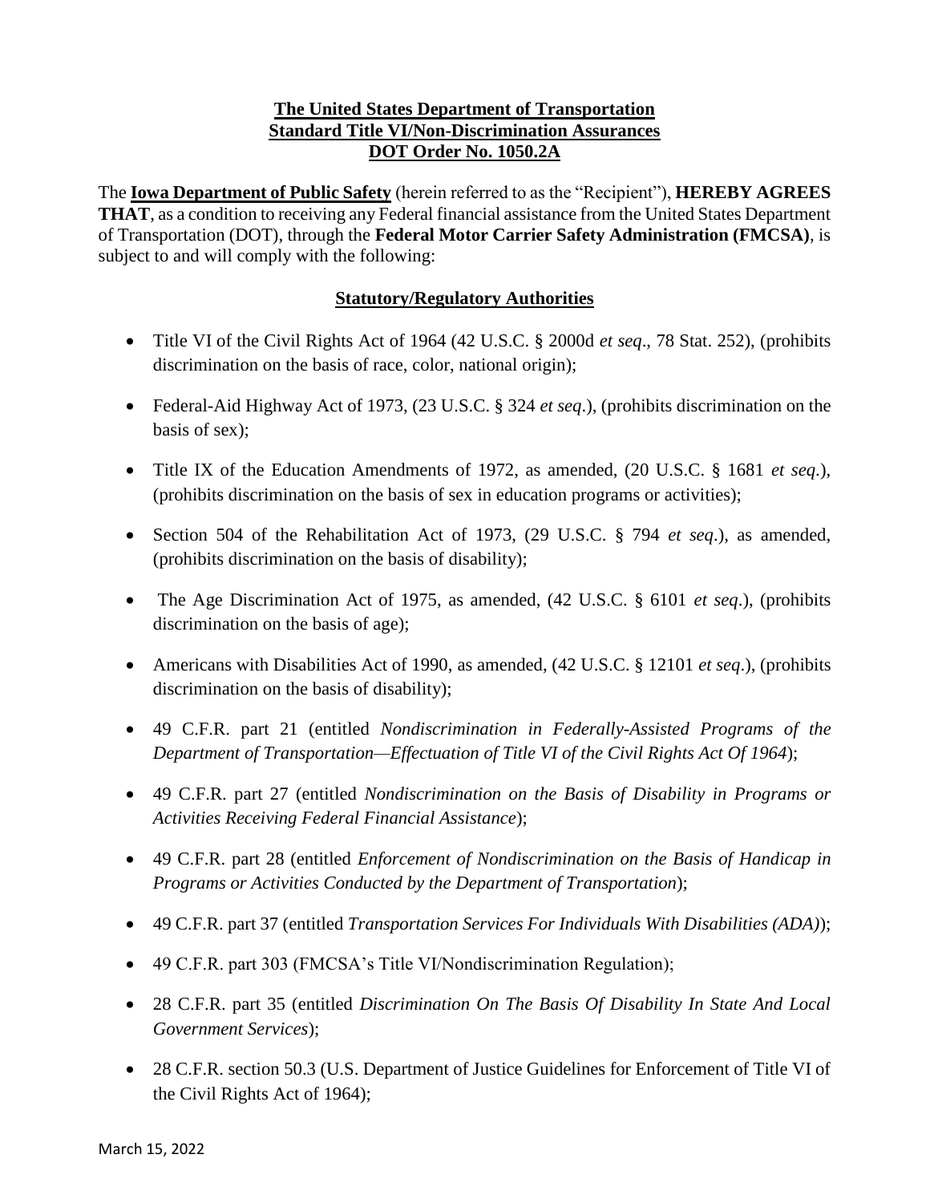**The United States Department of Transportation**
**Standard Title VI/Non-Discrimination Assurances**
**DOT Order No. 1050.2A**

The **Iowa Department of Public Safety** (herein referred to as the "Recipient"), **HEREBY AGREES THAT**, as a condition to receiving any Federal financial assistance from the United States Department of Transportation (DOT), through the **Federal Motor Carrier Safety Administration (FMCSA)**, is subject to and will comply with the following:

## Statutory/Regulatory Authorities

- Title VI of the Civil Rights Act of 1964 (42 U.S.C. § 2000d *et seq*., 78 Stat. 252), (prohibits discrimination on the basis of race, color, national origin);
- Federal-Aid Highway Act of 1973, (23 U.S.C. § 324 *et seq*.), (prohibits discrimination on the basis of sex);
- Title IX of the Education Amendments of 1972, as amended, (20 U.S.C. § 1681 *et seq*.), (prohibits discrimination on the basis of sex in education programs or activities);
- Section 504 of the Rehabilitation Act of 1973, (29 U.S.C. § 794 *et seq*.), as amended, (prohibits discrimination on the basis of disability);
- The Age Discrimination Act of 1975, as amended, (42 U.S.C. § 6101 *et seq*.), (prohibits discrimination on the basis of age);
- Americans with Disabilities Act of 1990, as amended, (42 U.S.C. § 12101 *et seq*.), (prohibits discrimination on the basis of disability);
- 49 C.F.R. part 21 (entitled *Nondiscrimination in Federally-Assisted Programs of the Department of Transportation—Effectuation of Title VI of the Civil Rights Act Of 1964*);
- 49 C.F.R. part 27 (entitled *Nondiscrimination on the Basis of Disability in Programs or Activities Receiving Federal Financial Assistance*);
- 49 C.F.R. part 28 (entitled *Enforcement of Nondiscrimination on the Basis of Handicap in Programs or Activities Conducted by the Department of Transportation*);
- 49 C.F.R. part 37 (entitled *Transportation Services For Individuals With Disabilities (ADA)*);
- 49 C.F.R. part 303 (FMCSA's Title VI/Nondiscrimination Regulation);
- 28 C.F.R. part 35 (entitled *Discrimination On The Basis Of Disability In State And Local Government Services*);
- 28 C.F.R. section 50.3 (U.S. Department of Justice Guidelines for Enforcement of Title VI of the Civil Rights Act of 1964);

March 15, 2022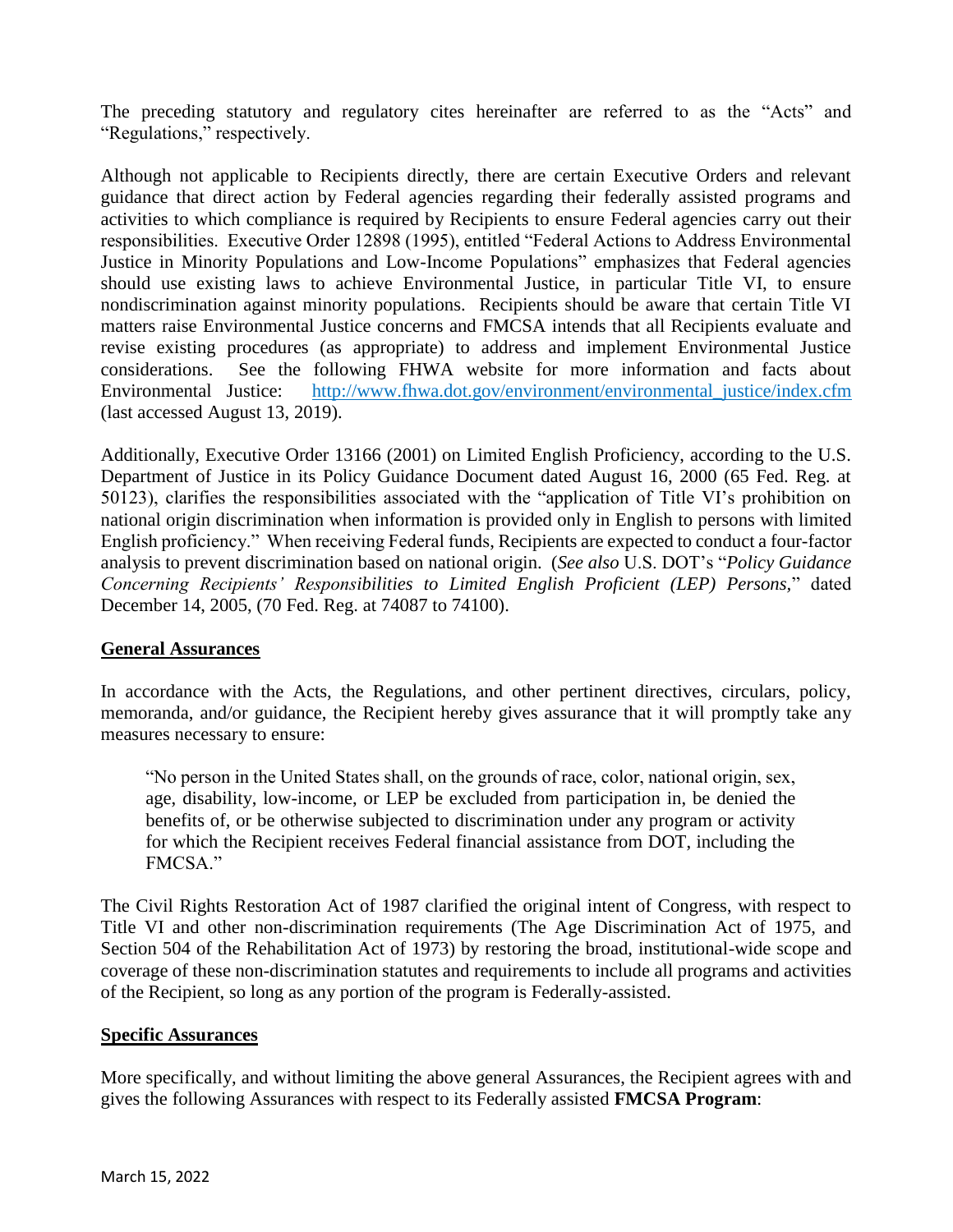The preceding statutory and regulatory cites hereinafter are referred to as the "Acts" and "Regulations," respectively.

Although not applicable to Recipients directly, there are certain Executive Orders and relevant guidance that direct action by Federal agencies regarding their federally assisted programs and activities to which compliance is required by Recipients to ensure Federal agencies carry out their responsibilities. Executive Order 12898 (1995), entitled "Federal Actions to Address Environmental Justice in Minority Populations and Low-Income Populations" emphasizes that Federal agencies should use existing laws to achieve Environmental Justice, in particular Title VI, to ensure nondiscrimination against minority populations. Recipients should be aware that certain Title VI matters raise Environmental Justice concerns and FMCSA intends that all Recipients evaluate and revise existing procedures (as appropriate) to address and implement Environmental Justice considerations. See the following FHWA website for more information and facts about Environmental Justice: [http://www.fhwa.dot.gov/environment/environmental_justice/index.cfm](http://www.fhwa.dot.gov/environment/environmental_justice/index.cfm) (last accessed August 13, 2019).

Additionally, Executive Order 13166 (2001) on Limited English Proficiency, according to the U.S. Department of Justice in its Policy Guidance Document dated August 16, 2000 (65 Fed. Reg. at 50123), clarifies the responsibilities associated with the "application of Title VI's prohibition on national origin discrimination when information is provided only in English to persons with limited English proficiency." When receiving Federal funds, Recipients are expected to conduct a four-factor analysis to prevent discrimination based on national origin. (*See also* U.S. DOT's "*Policy Guidance Concerning Recipients' Responsibilities to Limited English Proficient (LEP) Persons*," dated December 14, 2005, (70 Fed. Reg. at 74087 to 74100).

**General Assurances**

In accordance with the Acts, the Regulations, and other pertinent directives, circulars, policy, memoranda, and/or guidance, the Recipient hereby gives assurance that it will promptly take any measures necessary to ensure:

> "No person in the United States shall, on the grounds of race, color, national origin, sex, age, disability, low-income, or LEP be excluded from participation in, be denied the benefits of, or be otherwise subjected to discrimination under any program or activity for which the Recipient receives Federal financial assistance from DOT, including the FMCSA."

The Civil Rights Restoration Act of 1987 clarified the original intent of Congress, with respect to Title VI and other non-discrimination requirements (The Age Discrimination Act of 1975, and Section 504 of the Rehabilitation Act of 1973) by restoring the broad, institutional-wide scope and coverage of these non-discrimination statutes and requirements to include all programs and activities of the Recipient, so long as any portion of the program is Federally-assisted.

**Specific Assurances**

More specifically, and without limiting the above general Assurances, the Recipient agrees with and gives the following Assurances with respect to its Federally assisted **FMCSA Program**: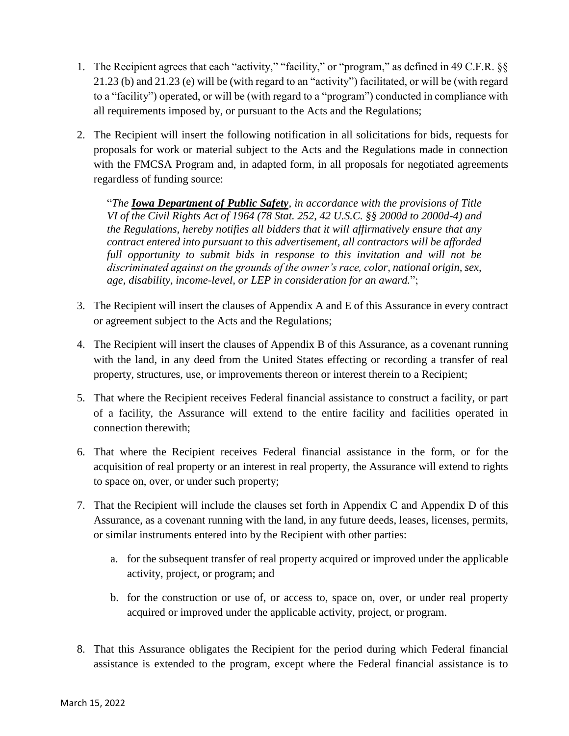1. The Recipient agrees that each "activity," "facility," or "program," as defined in 49 C.F.R. §§ 21.23 (b) and 21.23 (e) will be (with regard to an "activity") facilitated, or will be (with regard to a "facility") operated, or will be (with regard to a "program") conducted in compliance with all requirements imposed by, or pursuant to the Acts and the Regulations;

2. The Recipient will insert the following notification in all solicitations for bids, requests for proposals for work or material subject to the Acts and the Regulations made in connection with the FMCSA Program and, in adapted form, in all proposals for negotiated agreements regardless of funding source:

   "*The **Iowa Department of Public Safety**, in accordance with the provisions of Title VI of the Civil Rights Act of 1964 (78 Stat. 252, 42 U.S.C. §§ 2000d to 2000d-4) and the Regulations, hereby notifies all bidders that it will affirmatively ensure that any contract entered into pursuant to this advertisement, all contractors will be afforded full opportunity to submit bids in response to this invitation and will not be discriminated against on the grounds of the owner's race, color, national origin, sex, age, disability, income-level, or LEP in consideration for an award.*";

3. The Recipient will insert the clauses of Appendix A and E of this Assurance in every contract or agreement subject to the Acts and the Regulations;

4. The Recipient will insert the clauses of Appendix B of this Assurance, as a covenant running with the land, in any deed from the United States effecting or recording a transfer of real property, structures, use, or improvements thereon or interest therein to a Recipient;

5. That where the Recipient receives Federal financial assistance to construct a facility, or part of a facility, the Assurance will extend to the entire facility and facilities operated in connection therewith;

6. That where the Recipient receives Federal financial assistance in the form, or for the acquisition of real property or an interest in real property, the Assurance will extend to rights to space on, over, or under such property;

7. That the Recipient will include the clauses set forth in Appendix C and Appendix D of this Assurance, as a covenant running with the land, in any future deeds, leases, licenses, permits, or similar instruments entered into by the Recipient with other parties:

   a. for the subsequent transfer of real property acquired or improved under the applicable activity, project, or program; and

   b. for the construction or use of, or access to, space on, over, or under real property acquired or improved under the applicable activity, project, or program.

8. That this Assurance obligates the Recipient for the period during which Federal financial assistance is extended to the program, except where the Federal financial assistance is to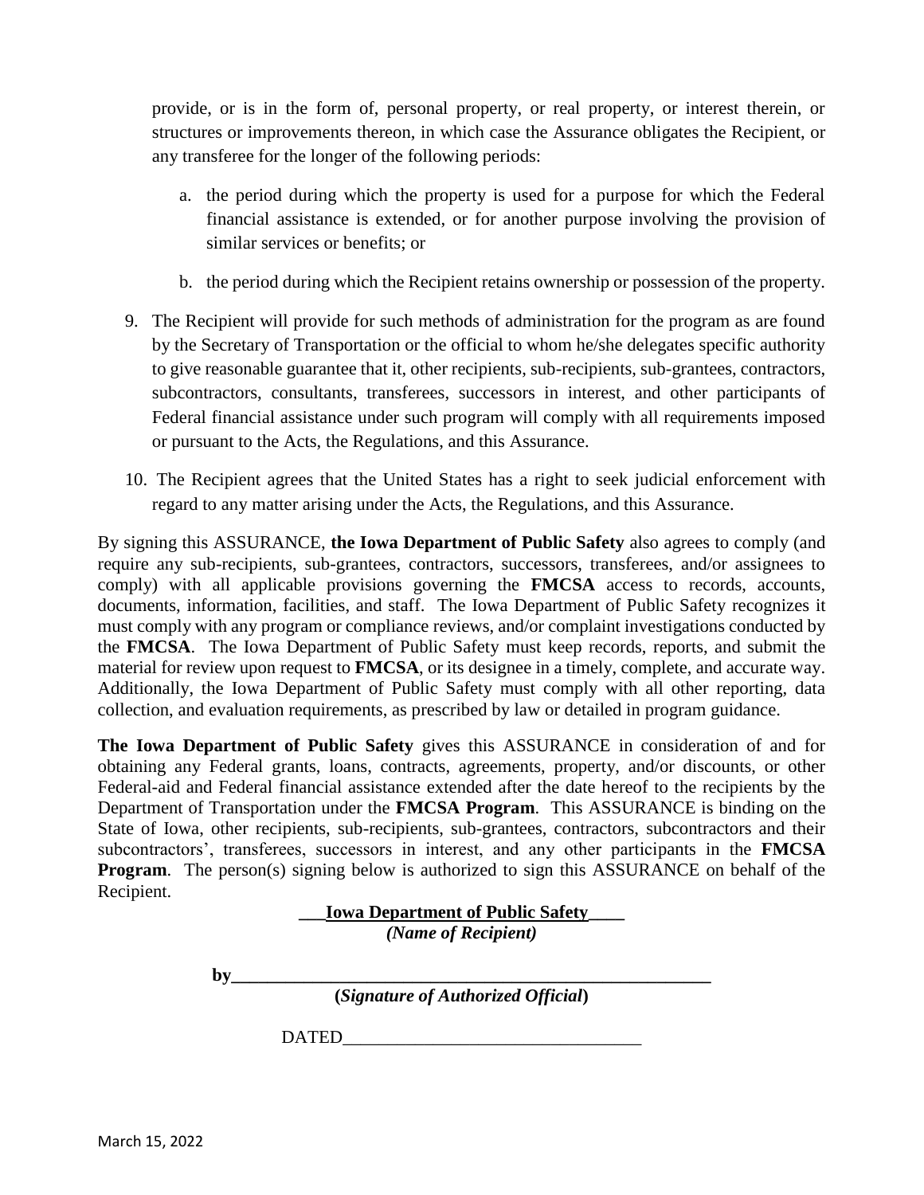provide, or is in the form of, personal property, or real property, or interest therein, or structures or improvements thereon, in which case the Assurance obligates the Recipient, or any transferee for the longer of the following periods:

a. the period during which the property is used for a purpose for which the Federal financial assistance is extended, or for another purpose involving the provision of similar services or benefits; or

b. the period during which the Recipient retains ownership or possession of the property.

9. The Recipient will provide for such methods of administration for the program as are found by the Secretary of Transportation or the official to whom he/she delegates specific authority to give reasonable guarantee that it, other recipients, sub-recipients, sub-grantees, contractors, subcontractors, consultants, transferees, successors in interest, and other participants of Federal financial assistance under such program will comply with all requirements imposed or pursuant to the Acts, the Regulations, and this Assurance.

10. The Recipient agrees that the United States has a right to seek judicial enforcement with regard to any matter arising under the Acts, the Regulations, and this Assurance.

By signing this ASSURANCE, **the Iowa Department of Public Safety** also agrees to comply (and require any sub-recipients, sub-grantees, contractors, successors, transferees, and/or assignees to comply) with all applicable provisions governing the **FMCSA** access to records, accounts, documents, information, facilities, and staff. The Iowa Department of Public Safety recognizes it must comply with any program or compliance reviews, and/or complaint investigations conducted by the **FMCSA**. The Iowa Department of Public Safety must keep records, reports, and submit the material for review upon request to **FMCSA**, or its designee in a timely, complete, and accurate way. Additionally, the Iowa Department of Public Safety must comply with all other reporting, data collection, and evaluation requirements, as prescribed by law or detailed in program guidance.

**The Iowa Department of Public Safety** gives this ASSURANCE in consideration of and for obtaining any Federal grants, loans, contracts, agreements, property, and/or discounts, or other Federal-aid and Federal financial assistance extended after the date hereof to the recipients by the Department of Transportation under the **FMCSA Program**. This ASSURANCE is binding on the State of Iowa, other recipients, sub-recipients, sub-grantees, contractors, subcontractors and their subcontractors', transferees, successors in interest, and any other participants in the **FMCSA Program**. The person(s) signing below is authorized to sign this ASSURANCE on behalf of the Recipient.

**\_\_\_Iowa Department of Public Safety\_\_\_\_**
***(Name of Recipient)***

**by\_\_\_\_\_\_\_\_\_\_\_\_\_\_\_\_\_\_\_\_\_\_\_\_\_\_\_\_\_\_\_\_\_\_\_\_\_\_\_\_\_\_\_\_\_\_\_\_\_\_\_\_\_\_\_**
**(*Signature of Authorized Official*)**

DATED\_\_\_\_\_\_\_\_\_\_\_\_\_\_\_\_\_\_\_\_\_\_\_\_\_\_\_\_\_\_\_\_\_\_

March 15, 2022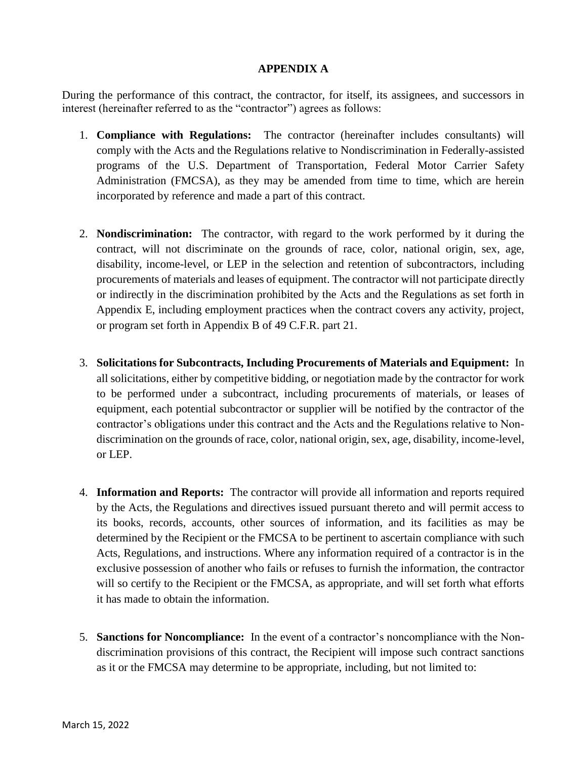# APPENDIX A

During the performance of this contract, the contractor, for itself, its assignees, and successors in interest (hereinafter referred to as the "contractor") agrees as follows:

1. **Compliance with Regulations:** The contractor (hereinafter includes consultants) will comply with the Acts and the Regulations relative to Nondiscrimination in Federally-assisted programs of the U.S. Department of Transportation, Federal Motor Carrier Safety Administration (FMCSA), as they may be amended from time to time, which are herein incorporated by reference and made a part of this contract.

2. **Nondiscrimination:** The contractor, with regard to the work performed by it during the contract, will not discriminate on the grounds of race, color, national origin, sex, age, disability, income-level, or LEP in the selection and retention of subcontractors, including procurements of materials and leases of equipment. The contractor will not participate directly or indirectly in the discrimination prohibited by the Acts and the Regulations as set forth in Appendix E, including employment practices when the contract covers any activity, project, or program set forth in Appendix B of 49 C.F.R. part 21.

3. **Solicitations for Subcontracts, Including Procurements of Materials and Equipment:** In all solicitations, either by competitive bidding, or negotiation made by the contractor for work to be performed under a subcontract, including procurements of materials, or leases of equipment, each potential subcontractor or supplier will be notified by the contractor of the contractor's obligations under this contract and the Acts and the Regulations relative to Non-discrimination on the grounds of race, color, national origin, sex, age, disability, income-level, or LEP.

4. **Information and Reports:** The contractor will provide all information and reports required by the Acts, the Regulations and directives issued pursuant thereto and will permit access to its books, records, accounts, other sources of information, and its facilities as may be determined by the Recipient or the FMCSA to be pertinent to ascertain compliance with such Acts, Regulations, and instructions. Where any information required of a contractor is in the exclusive possession of another who fails or refuses to furnish the information, the contractor will so certify to the Recipient or the FMCSA, as appropriate, and will set forth what efforts it has made to obtain the information.

5. **Sanctions for Noncompliance:** In the event of a contractor's noncompliance with the Non-discrimination provisions of this contract, the Recipient will impose such contract sanctions as it or the FMCSA may determine to be appropriate, including, but not limited to: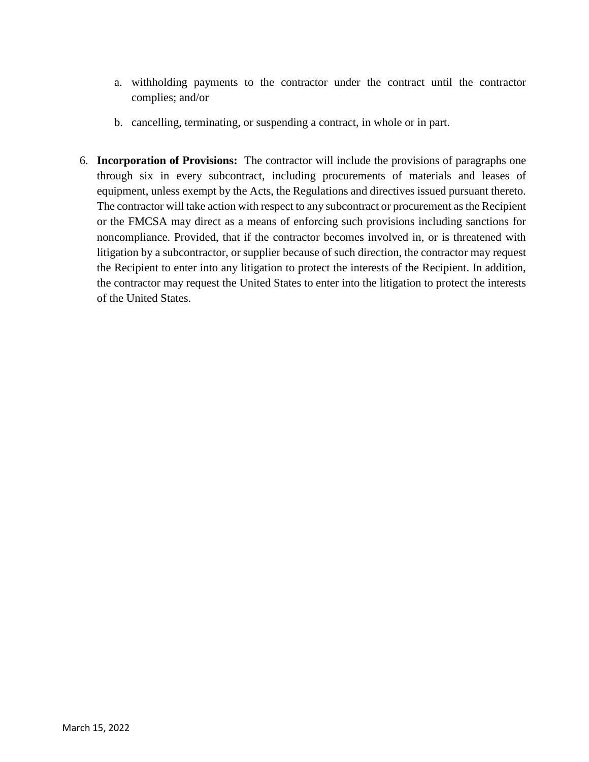a. withholding payments to the contractor under the contract until the contractor complies; and/or

b. cancelling, terminating, or suspending a contract, in whole or in part.

6. **Incorporation of Provisions:** The contractor will include the provisions of paragraphs one through six in every subcontract, including procurements of materials and leases of equipment, unless exempt by the Acts, the Regulations and directives issued pursuant thereto. The contractor will take action with respect to any subcontract or procurement as the Recipient or the FMCSA may direct as a means of enforcing such provisions including sanctions for noncompliance. Provided, that if the contractor becomes involved in, or is threatened with litigation by a subcontractor, or supplier because of such direction, the contractor may request the Recipient to enter into any litigation to protect the interests of the Recipient. In addition, the contractor may request the United States to enter into the litigation to protect the interests of the United States.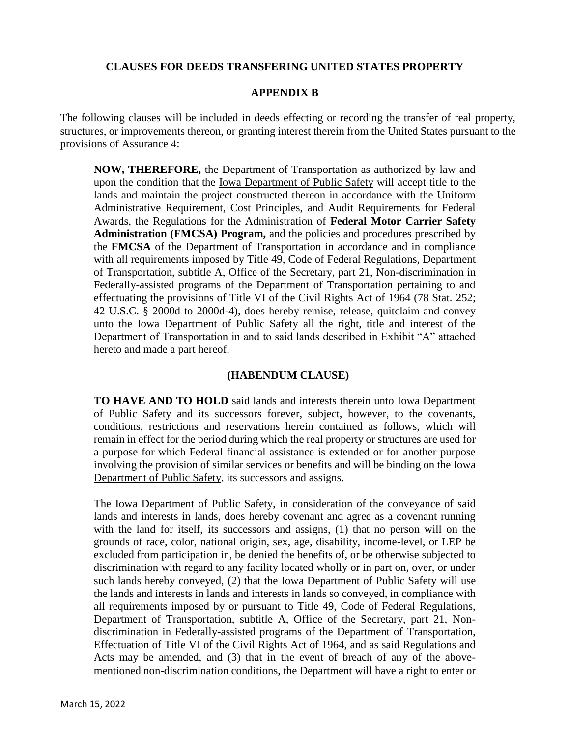**CLAUSES FOR DEEDS TRANSFERING UNITED STATES PROPERTY**

**APPENDIX B**

The following clauses will be included in deeds effecting or recording the transfer of real property, structures, or improvements thereon, or granting interest therein from the United States pursuant to the provisions of Assurance 4:

> **NOW, THEREFORE,** the Department of Transportation as authorized by law and upon the condition that the Iowa Department of Public Safety will accept title to the lands and maintain the project constructed thereon in accordance with the Uniform Administrative Requirement, Cost Principles, and Audit Requirements for Federal Awards, the Regulations for the Administration of **Federal Motor Carrier Safety Administration (FMCSA) Program,** and the policies and procedures prescribed by the **FMCSA** of the Department of Transportation in accordance and in compliance with all requirements imposed by Title 49, Code of Federal Regulations, Department of Transportation, subtitle A, Office of the Secretary, part 21, Non-discrimination in Federally-assisted programs of the Department of Transportation pertaining to and effectuating the provisions of Title VI of the Civil Rights Act of 1964 (78 Stat. 252; 42 U.S.C. § 2000d to 2000d-4), does hereby remise, release, quitclaim and convey unto the Iowa Department of Public Safety all the right, title and interest of the Department of Transportation in and to said lands described in Exhibit "A" attached hereto and made a part hereof.
>
> **(HABENDUM CLAUSE)**
>
> **TO HAVE AND TO HOLD** said lands and interests therein unto Iowa Department of Public Safety and its successors forever, subject, however, to the covenants, conditions, restrictions and reservations herein contained as follows, which will remain in effect for the period during which the real property or structures are used for a purpose for which Federal financial assistance is extended or for another purpose involving the provision of similar services or benefits and will be binding on the Iowa Department of Public Safety, its successors and assigns.
>
> The Iowa Department of Public Safety, in consideration of the conveyance of said lands and interests in lands, does hereby covenant and agree as a covenant running with the land for itself, its successors and assigns, (1) that no person will on the grounds of race, color, national origin, sex, age, disability, income-level, or LEP be excluded from participation in, be denied the benefits of, or be otherwise subjected to discrimination with regard to any facility located wholly or in part on, over, or under such lands hereby conveyed, (2) that the Iowa Department of Public Safety will use the lands and interests in lands and interests in lands so conveyed, in compliance with all requirements imposed by or pursuant to Title 49, Code of Federal Regulations, Department of Transportation, subtitle A, Office of the Secretary, part 21, Non-discrimination in Federally-assisted programs of the Department of Transportation, Effectuation of Title VI of the Civil Rights Act of 1964, and as said Regulations and Acts may be amended, and (3) that in the event of breach of any of the above-mentioned non-discrimination conditions, the Department will have a right to enter or

March 15, 2022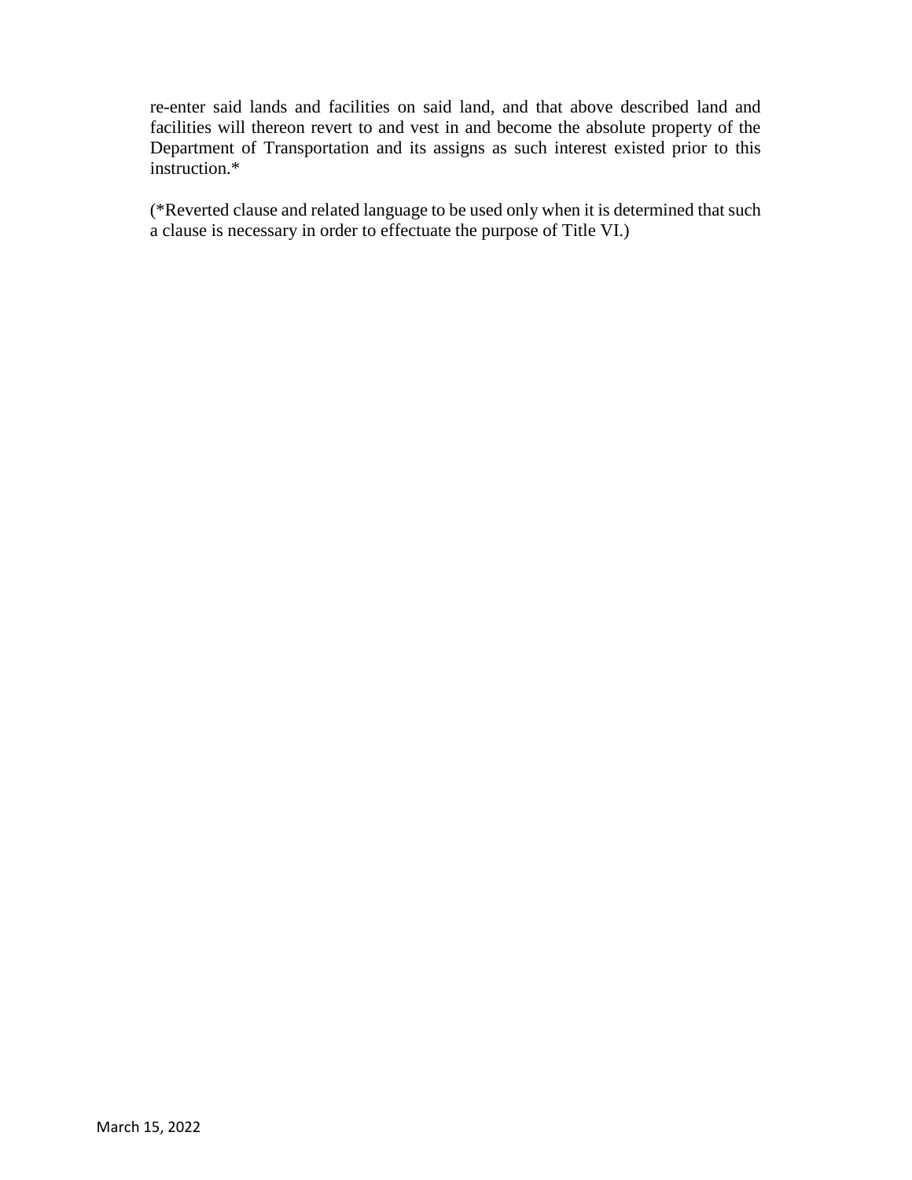re-enter said lands and facilities on said land, and that above described land and facilities will thereon revert to and vest in and become the absolute property of the Department of Transportation and its assigns as such interest existed prior to this instruction.*

(*Reverted clause and related language to be used only when it is determined that such a clause is necessary in order to effectuate the purpose of Title VI.)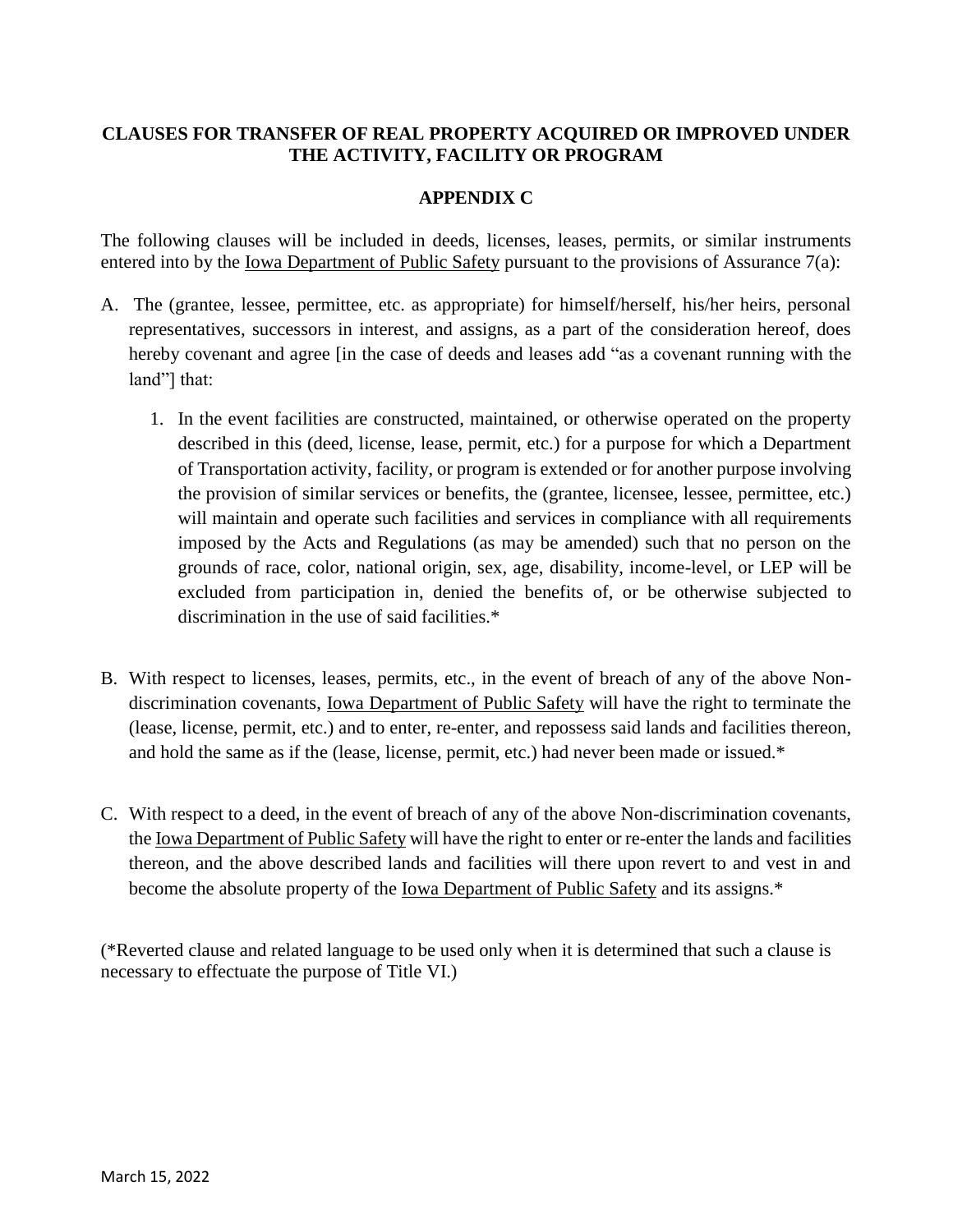**CLAUSES FOR TRANSFER OF REAL PROPERTY ACQUIRED OR IMPROVED UNDER THE ACTIVITY, FACILITY OR PROGRAM**

**APPENDIX C**

The following clauses will be included in deeds, licenses, leases, permits, or similar instruments entered into by the Iowa Department of Public Safety pursuant to the provisions of Assurance 7(a):

A. The (grantee, lessee, permittee, etc. as appropriate) for himself/herself, his/her heirs, personal representatives, successors in interest, and assigns, as a part of the consideration hereof, does hereby covenant and agree [in the case of deeds and leases add "as a covenant running with the land"] that:

   1. In the event facilities are constructed, maintained, or otherwise operated on the property described in this (deed, license, lease, permit, etc.) for a purpose for which a Department of Transportation activity, facility, or program is extended or for another purpose involving the provision of similar services or benefits, the (grantee, licensee, lessee, permittee, etc.) will maintain and operate such facilities and services in compliance with all requirements imposed by the Acts and Regulations (as may be amended) such that no person on the grounds of race, color, national origin, sex, age, disability, income-level, or LEP will be excluded from participation in, denied the benefits of, or be otherwise subjected to discrimination in the use of said facilities.*

B. With respect to licenses, leases, permits, etc., in the event of breach of any of the above Non-discrimination covenants, Iowa Department of Public Safety will have the right to terminate the (lease, license, permit, etc.) and to enter, re-enter, and repossess said lands and facilities thereon, and hold the same as if the (lease, license, permit, etc.) had never been made or issued.*

C. With respect to a deed, in the event of breach of any of the above Non-discrimination covenants, the Iowa Department of Public Safety will have the right to enter or re-enter the lands and facilities thereon, and the above described lands and facilities will there upon revert to and vest in and become the absolute property of the Iowa Department of Public Safety and its assigns.*

(*Reverted clause and related language to be used only when it is determined that such a clause is necessary to effectuate the purpose of Title VI.)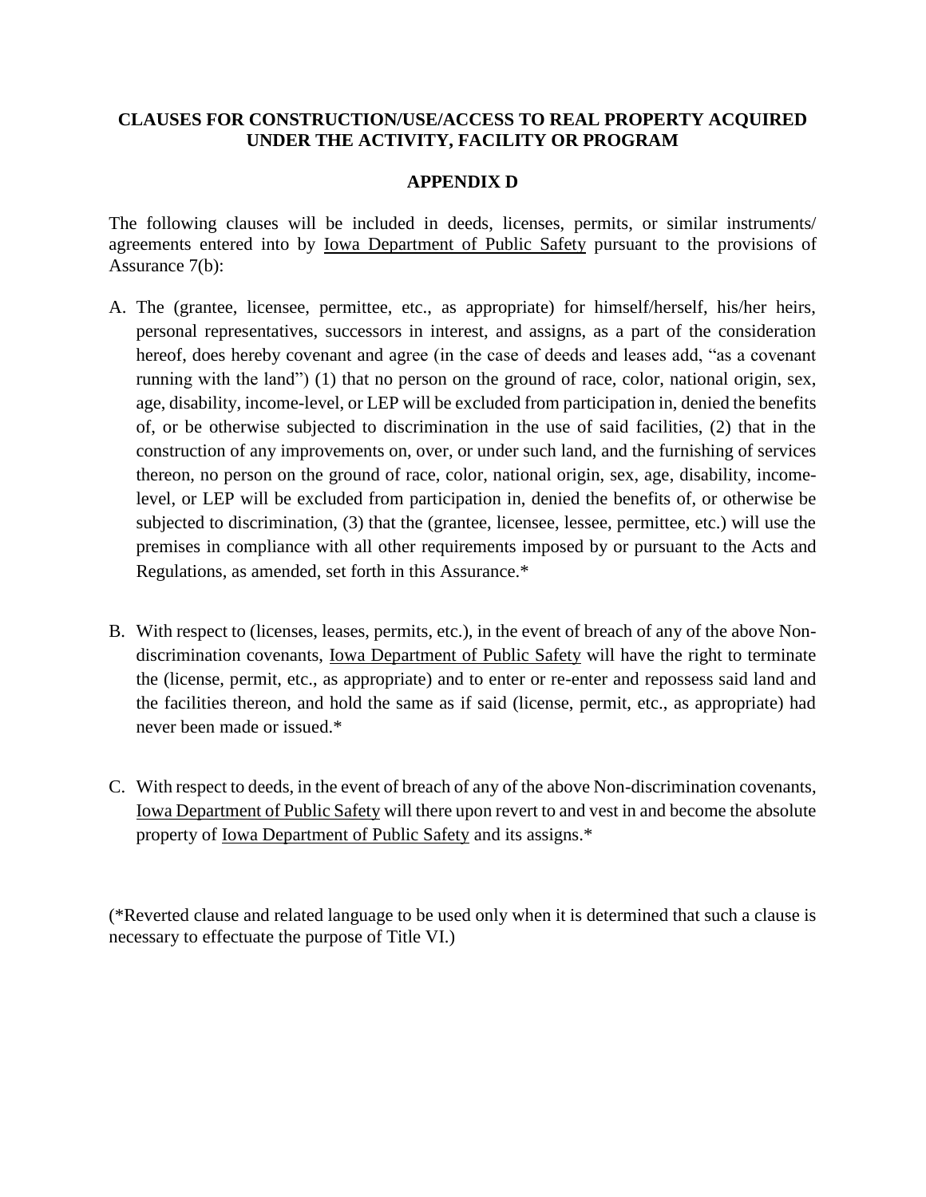## CLAUSES FOR CONSTRUCTION/USE/ACCESS TO REAL PROPERTY ACQUIRED UNDER THE ACTIVITY, FACILITY OR PROGRAM

### APPENDIX D

The following clauses will be included in deeds, licenses, permits, or similar instruments/ agreements entered into by Iowa Department of Public Safety pursuant to the provisions of Assurance 7(b):

A. The (grantee, licensee, permittee, etc., as appropriate) for himself/herself, his/her heirs, personal representatives, successors in interest, and assigns, as a part of the consideration hereof, does hereby covenant and agree (in the case of deeds and leases add, "as a covenant running with the land") (1) that no person on the ground of race, color, national origin, sex, age, disability, income-level, or LEP will be excluded from participation in, denied the benefits of, or be otherwise subjected to discrimination in the use of said facilities, (2) that in the construction of any improvements on, over, or under such land, and the furnishing of services thereon, no person on the ground of race, color, national origin, sex, age, disability, income-level, or LEP will be excluded from participation in, denied the benefits of, or otherwise be subjected to discrimination, (3) that the (grantee, licensee, lessee, permittee, etc.) will use the premises in compliance with all other requirements imposed by or pursuant to the Acts and Regulations, as amended, set forth in this Assurance.*

B. With respect to (licenses, leases, permits, etc.), in the event of breach of any of the above Non-discrimination covenants, Iowa Department of Public Safety will have the right to terminate the (license, permit, etc., as appropriate) and to enter or re-enter and repossess said land and the facilities thereon, and hold the same as if said (license, permit, etc., as appropriate) had never been made or issued.*

C. With respect to deeds, in the event of breach of any of the above Non-discrimination covenants, Iowa Department of Public Safety will there upon revert to and vest in and become the absolute property of Iowa Department of Public Safety and its assigns.*

(*Reverted clause and related language to be used only when it is determined that such a clause is necessary to effectuate the purpose of Title VI.)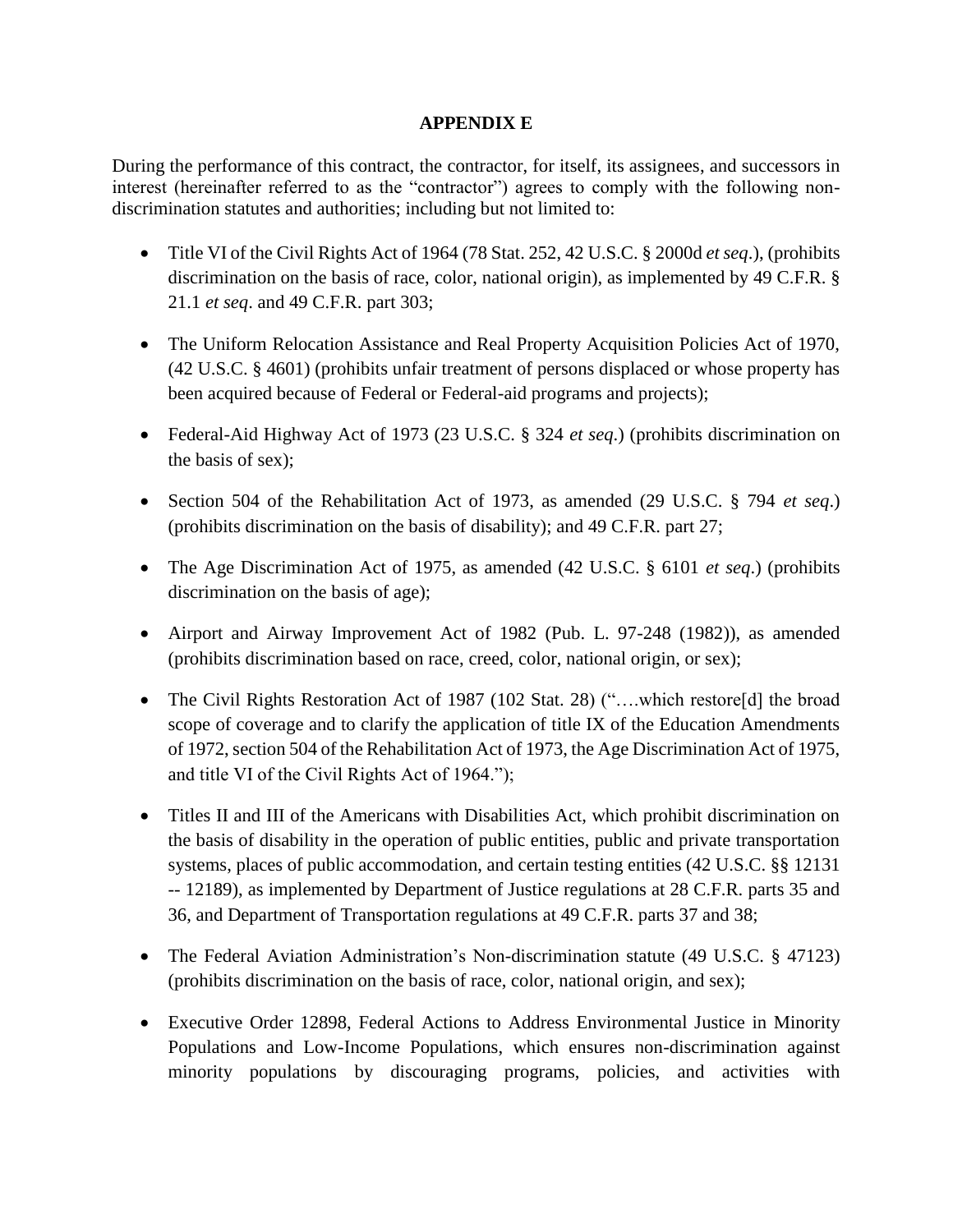**APPENDIX E**

During the performance of this contract, the contractor, for itself, its assignees, and successors in interest (hereinafter referred to as the "contractor") agrees to comply with the following non-discrimination statutes and authorities; including but not limited to:

- Title VI of the Civil Rights Act of 1964 (78 Stat. 252, 42 U.S.C. § 2000d *et seq*.), (prohibits discrimination on the basis of race, color, national origin), as implemented by 49 C.F.R. § 21.1 *et seq*. and 49 C.F.R. part 303;
- The Uniform Relocation Assistance and Real Property Acquisition Policies Act of 1970, (42 U.S.C. § 4601) (prohibits unfair treatment of persons displaced or whose property has been acquired because of Federal or Federal-aid programs and projects);
- Federal-Aid Highway Act of 1973 (23 U.S.C. § 324 *et seq.*) (prohibits discrimination on the basis of sex);
- Section 504 of the Rehabilitation Act of 1973, as amended (29 U.S.C. § 794 *et seq*.) (prohibits discrimination on the basis of disability); and 49 C.F.R. part 27;
- The Age Discrimination Act of 1975, as amended (42 U.S.C. § 6101 *et seq*.) (prohibits discrimination on the basis of age);
- Airport and Airway Improvement Act of 1982 (Pub. L. 97-248 (1982)), as amended (prohibits discrimination based on race, creed, color, national origin, or sex);
- The Civil Rights Restoration Act of 1987 (102 Stat. 28) ("….which restore[d] the broad scope of coverage and to clarify the application of title IX of the Education Amendments of 1972, section 504 of the Rehabilitation Act of 1973, the Age Discrimination Act of 1975, and title VI of the Civil Rights Act of 1964.");
- Titles II and III of the Americans with Disabilities Act, which prohibit discrimination on the basis of disability in the operation of public entities, public and private transportation systems, places of public accommodation, and certain testing entities (42 U.S.C. §§ 12131 -- 12189), as implemented by Department of Justice regulations at 28 C.F.R. parts 35 and 36, and Department of Transportation regulations at 49 C.F.R. parts 37 and 38;
- The Federal Aviation Administration's Non-discrimination statute (49 U.S.C. § 47123) (prohibits discrimination on the basis of race, color, national origin, and sex);
- Executive Order 12898, Federal Actions to Address Environmental Justice in Minority Populations and Low-Income Populations, which ensures non-discrimination against minority populations by discouraging programs, policies, and activities with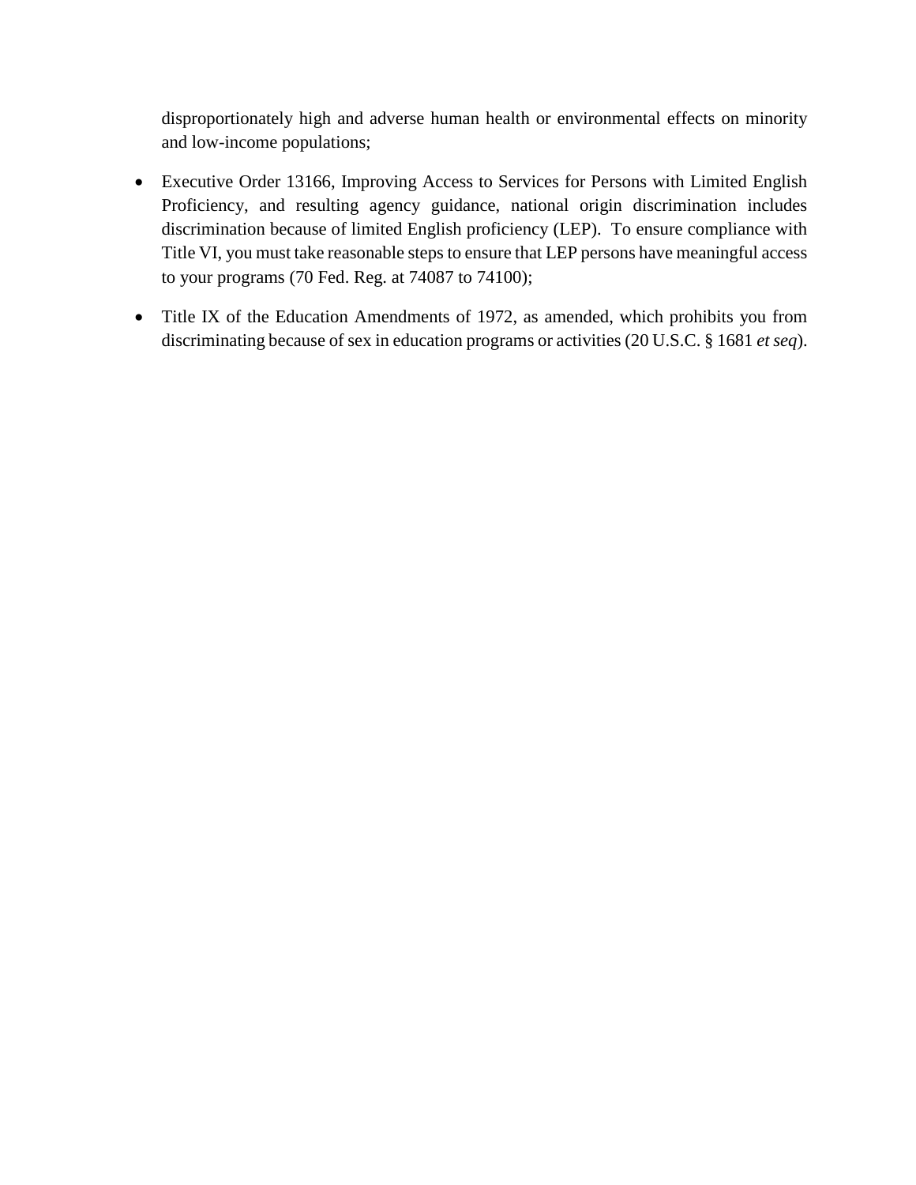disproportionately high and adverse human health or environmental effects on minority and low-income populations;

- Executive Order 13166, Improving Access to Services for Persons with Limited English Proficiency, and resulting agency guidance, national origin discrimination includes discrimination because of limited English proficiency (LEP). To ensure compliance with Title VI, you must take reasonable steps to ensure that LEP persons have meaningful access to your programs (70 Fed. Reg. at 74087 to 74100);
- Title IX of the Education Amendments of 1972, as amended, which prohibits you from discriminating because of sex in education programs or activities (20 U.S.C. § 1681 *et seq*).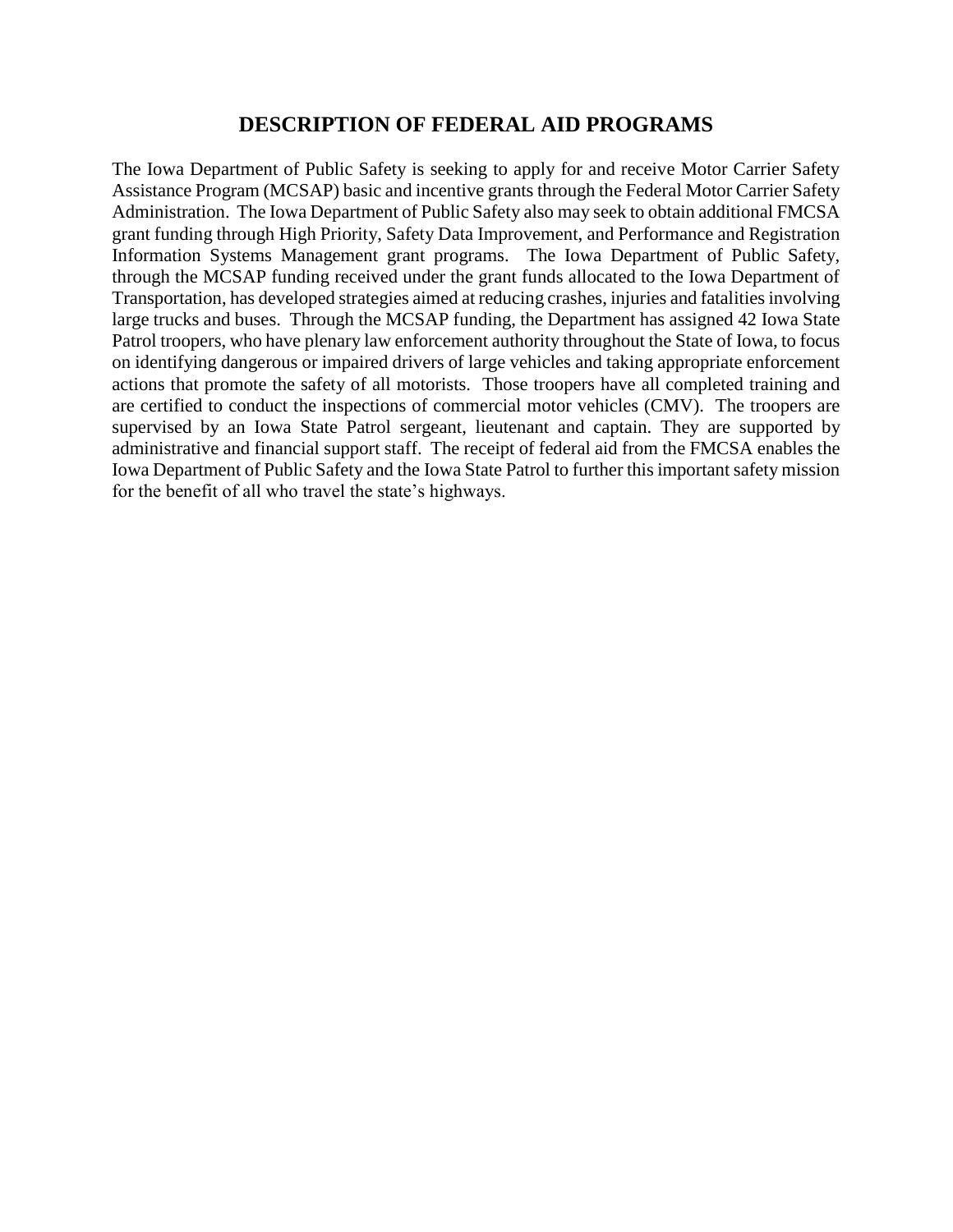## DESCRIPTION OF FEDERAL AID PROGRAMS

The Iowa Department of Public Safety is seeking to apply for and receive Motor Carrier Safety Assistance Program (MCSAP) basic and incentive grants through the Federal Motor Carrier Safety Administration. The Iowa Department of Public Safety also may seek to obtain additional FMCSA grant funding through High Priority, Safety Data Improvement, and Performance and Registration Information Systems Management grant programs. The Iowa Department of Public Safety, through the MCSAP funding received under the grant funds allocated to the Iowa Department of Transportation, has developed strategies aimed at reducing crashes, injuries and fatalities involving large trucks and buses. Through the MCSAP funding, the Department has assigned 42 Iowa State Patrol troopers, who have plenary law enforcement authority throughout the State of Iowa, to focus on identifying dangerous or impaired drivers of large vehicles and taking appropriate enforcement actions that promote the safety of all motorists. Those troopers have all completed training and are certified to conduct the inspections of commercial motor vehicles (CMV). The troopers are supervised by an Iowa State Patrol sergeant, lieutenant and captain. They are supported by administrative and financial support staff. The receipt of federal aid from the FMCSA enables the Iowa Department of Public Safety and the Iowa State Patrol to further this important safety mission for the benefit of all who travel the state's highways.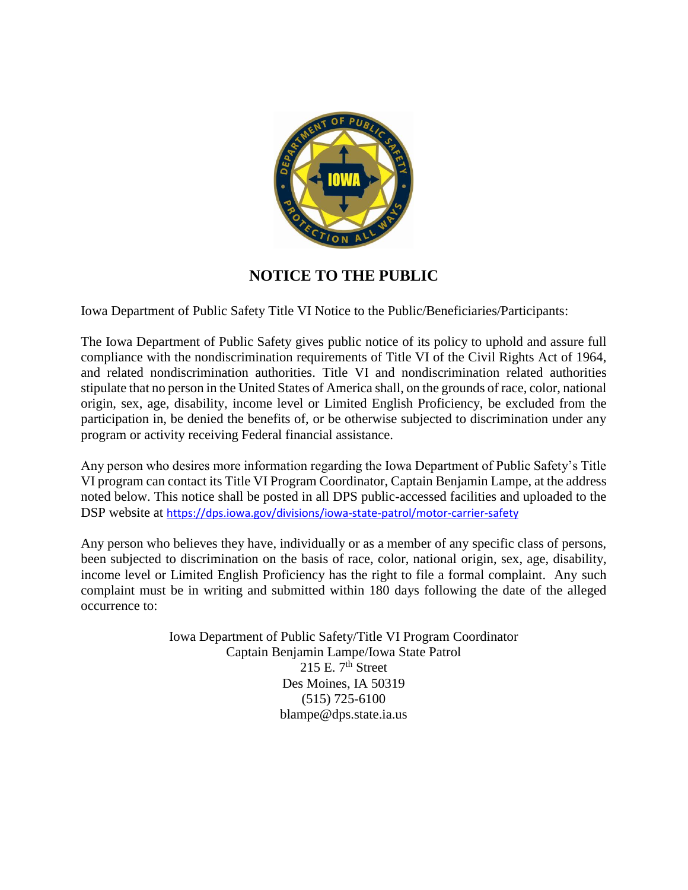## NOTICE TO THE PUBLIC

Iowa Department of Public Safety Title VI Notice to the Public/Beneficiaries/Participants:

The Iowa Department of Public Safety gives public notice of its policy to uphold and assure full compliance with the nondiscrimination requirements of Title VI of the Civil Rights Act of 1964, and related nondiscrimination authorities. Title VI and nondiscrimination related authorities stipulate that no person in the United States of America shall, on the grounds of race, color, national origin, sex, age, disability, income level or Limited English Proficiency, be excluded from the participation in, be denied the benefits of, or be otherwise subjected to discrimination under any program or activity receiving Federal financial assistance.

Any person who desires more information regarding the Iowa Department of Public Safety's Title VI program can contact its Title VI Program Coordinator, Captain Benjamin Lampe, at the address noted below. This notice shall be posted in all DPS public-accessed facilities and uploaded to the DSP website at https://dps.iowa.gov/divisions/iowa-state-patrol/motor-carrier-safety

Any person who believes they have, individually or as a member of any specific class of persons, been subjected to discrimination on the basis of race, color, national origin, sex, age, disability, income level or Limited English Proficiency has the right to file a formal complaint. Any such complaint must be in writing and submitted within 180 days following the date of the alleged occurrence to:

Iowa Department of Public Safety/Title VI Program Coordinator
Captain Benjamin Lampe/Iowa State Patrol
215 E. 7th Street
Des Moines, IA 50319
(515) 725-6100
blampe@dps.state.ia.us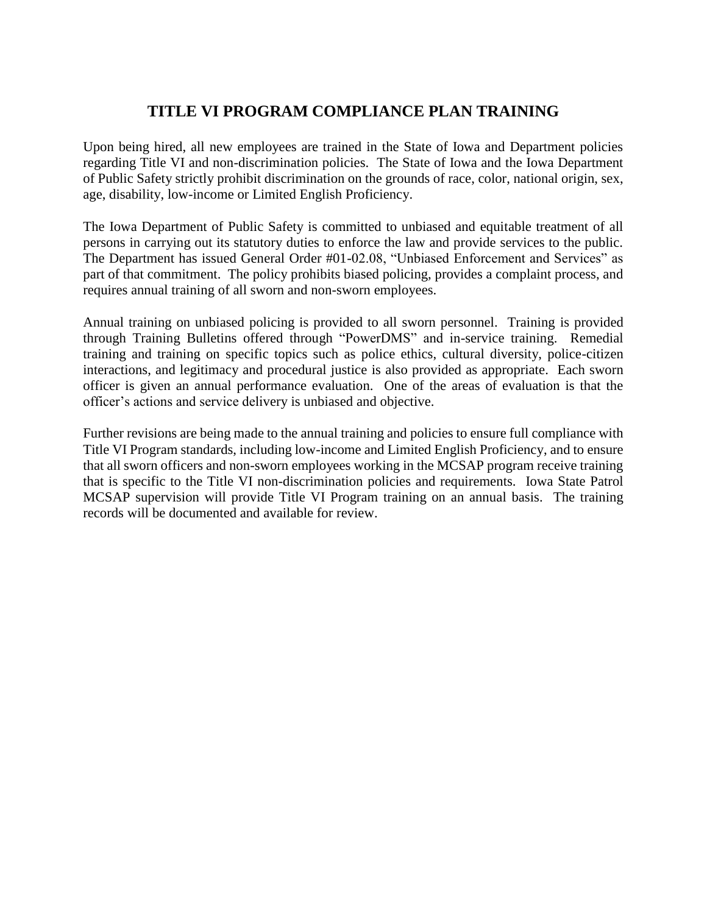# TITLE VI PROGRAM COMPLIANCE PLAN TRAINING

Upon being hired, all new employees are trained in the State of Iowa and Department policies regarding Title VI and non-discrimination policies. The State of Iowa and the Iowa Department of Public Safety strictly prohibit discrimination on the grounds of race, color, national origin, sex, age, disability, low-income or Limited English Proficiency.

The Iowa Department of Public Safety is committed to unbiased and equitable treatment of all persons in carrying out its statutory duties to enforce the law and provide services to the public. The Department has issued General Order #01-02.08, "Unbiased Enforcement and Services" as part of that commitment. The policy prohibits biased policing, provides a complaint process, and requires annual training of all sworn and non-sworn employees.

Annual training on unbiased policing is provided to all sworn personnel. Training is provided through Training Bulletins offered through "PowerDMS" and in-service training. Remedial training and training on specific topics such as police ethics, cultural diversity, police-citizen interactions, and legitimacy and procedural justice is also provided as appropriate. Each sworn officer is given an annual performance evaluation. One of the areas of evaluation is that the officer's actions and service delivery is unbiased and objective.

Further revisions are being made to the annual training and policies to ensure full compliance with Title VI Program standards, including low-income and Limited English Proficiency, and to ensure that all sworn officers and non-sworn employees working in the MCSAP program receive training that is specific to the Title VI non-discrimination policies and requirements. Iowa State Patrol MCSAP supervision will provide Title VI Program training on an annual basis. The training records will be documented and available for review.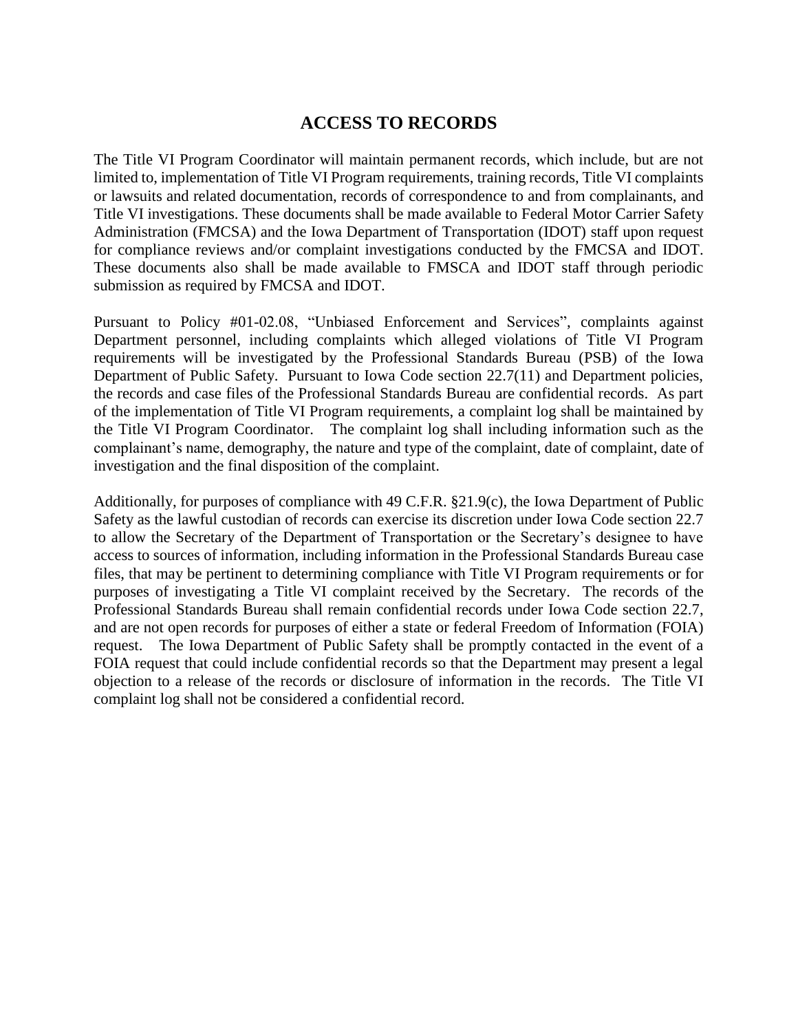## ACCESS TO RECORDS

The Title VI Program Coordinator will maintain permanent records, which include, but are not limited to, implementation of Title VI Program requirements, training records, Title VI complaints or lawsuits and related documentation, records of correspondence to and from complainants, and Title VI investigations. These documents shall be made available to Federal Motor Carrier Safety Administration (FMCSA) and the Iowa Department of Transportation (IDOT) staff upon request for compliance reviews and/or complaint investigations conducted by the FMCSA and IDOT. These documents also shall be made available to FMSCA and IDOT staff through periodic submission as required by FMCSA and IDOT.

Pursuant to Policy #01-02.08, "Unbiased Enforcement and Services", complaints against Department personnel, including complaints which alleged violations of Title VI Program requirements will be investigated by the Professional Standards Bureau (PSB) of the Iowa Department of Public Safety. Pursuant to Iowa Code section 22.7(11) and Department policies, the records and case files of the Professional Standards Bureau are confidential records. As part of the implementation of Title VI Program requirements, a complaint log shall be maintained by the Title VI Program Coordinator. The complaint log shall including information such as the complainant's name, demography, the nature and type of the complaint, date of complaint, date of investigation and the final disposition of the complaint.

Additionally, for purposes of compliance with 49 C.F.R. §21.9(c), the Iowa Department of Public Safety as the lawful custodian of records can exercise its discretion under Iowa Code section 22.7 to allow the Secretary of the Department of Transportation or the Secretary's designee to have access to sources of information, including information in the Professional Standards Bureau case files, that may be pertinent to determining compliance with Title VI Program requirements or for purposes of investigating a Title VI complaint received by the Secretary. The records of the Professional Standards Bureau shall remain confidential records under Iowa Code section 22.7, and are not open records for purposes of either a state or federal Freedom of Information (FOIA) request. The Iowa Department of Public Safety shall be promptly contacted in the event of a FOIA request that could include confidential records so that the Department may present a legal objection to a release of the records or disclosure of information in the records. The Title VI complaint log shall not be considered a confidential record.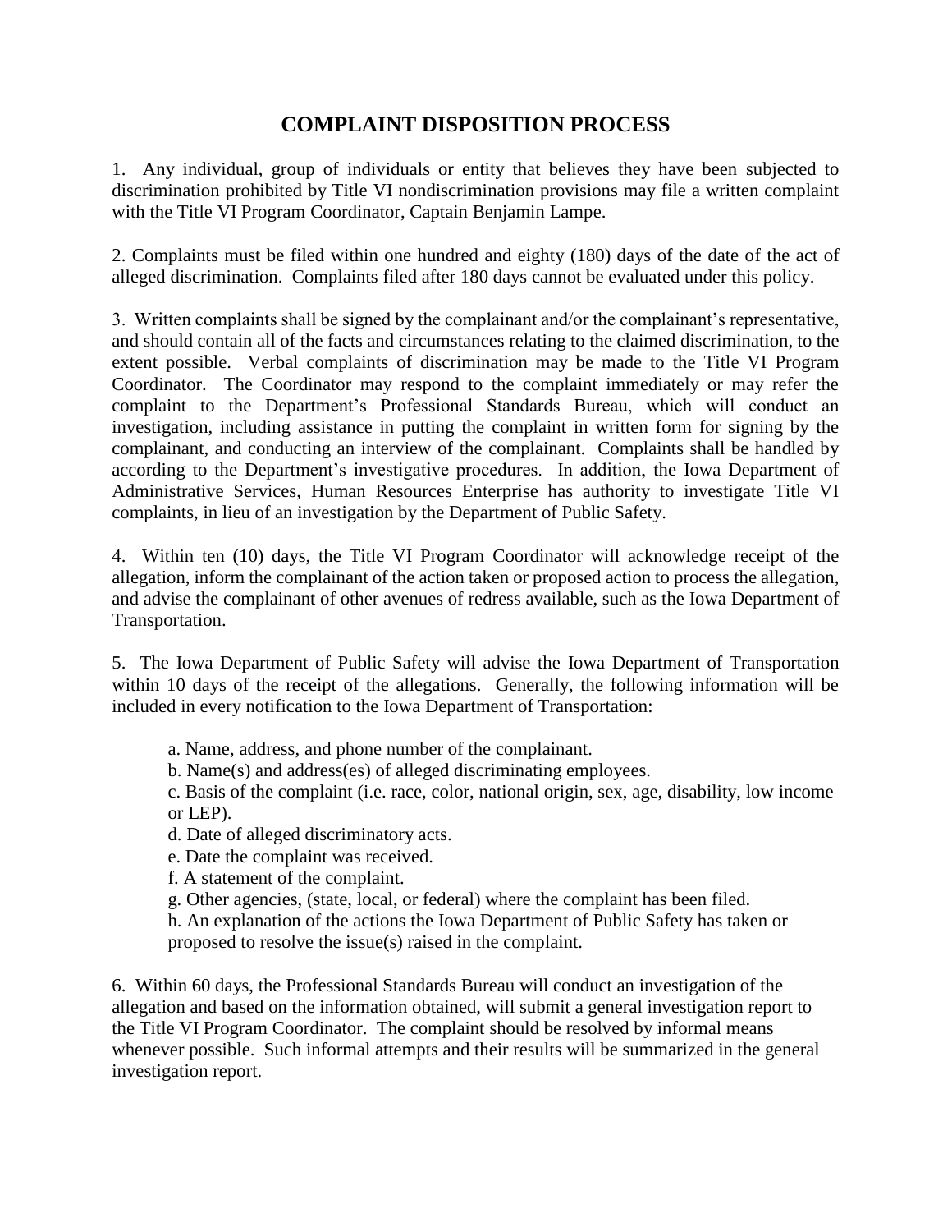# COMPLAINT DISPOSITION PROCESS

1. Any individual, group of individuals or entity that believes they have been subjected to discrimination prohibited by Title VI nondiscrimination provisions may file a written complaint with the Title VI Program Coordinator, Captain Benjamin Lampe.

2. Complaints must be filed within one hundred and eighty (180) days of the date of the act of alleged discrimination. Complaints filed after 180 days cannot be evaluated under this policy.

3. Written complaints shall be signed by the complainant and/or the complainant's representative, and should contain all of the facts and circumstances relating to the claimed discrimination, to the extent possible. Verbal complaints of discrimination may be made to the Title VI Program Coordinator. The Coordinator may respond to the complaint immediately or may refer the complaint to the Department's Professional Standards Bureau, which will conduct an investigation, including assistance in putting the complaint in written form for signing by the complainant, and conducting an interview of the complainant. Complaints shall be handled by according to the Department's investigative procedures. In addition, the Iowa Department of Administrative Services, Human Resources Enterprise has authority to investigate Title VI complaints, in lieu of an investigation by the Department of Public Safety.

4. Within ten (10) days, the Title VI Program Coordinator will acknowledge receipt of the allegation, inform the complainant of the action taken or proposed action to process the allegation, and advise the complainant of other avenues of redress available, such as the Iowa Department of Transportation.

5. The Iowa Department of Public Safety will advise the Iowa Department of Transportation within 10 days of the receipt of the allegations. Generally, the following information will be included in every notification to the Iowa Department of Transportation:

   a. Name, address, and phone number of the complainant.
   b. Name(s) and address(es) of alleged discriminating employees.
   c. Basis of the complaint (i.e. race, color, national origin, sex, age, disability, low income or LEP).
   d. Date of alleged discriminatory acts.
   e. Date the complaint was received.
   f. A statement of the complaint.
   g. Other agencies, (state, local, or federal) where the complaint has been filed.
   h. An explanation of the actions the Iowa Department of Public Safety has taken or proposed to resolve the issue(s) raised in the complaint.

6. Within 60 days, the Professional Standards Bureau will conduct an investigation of the allegation and based on the information obtained, will submit a general investigation report to the Title VI Program Coordinator. The complaint should be resolved by informal means whenever possible. Such informal attempts and their results will be summarized in the general investigation report.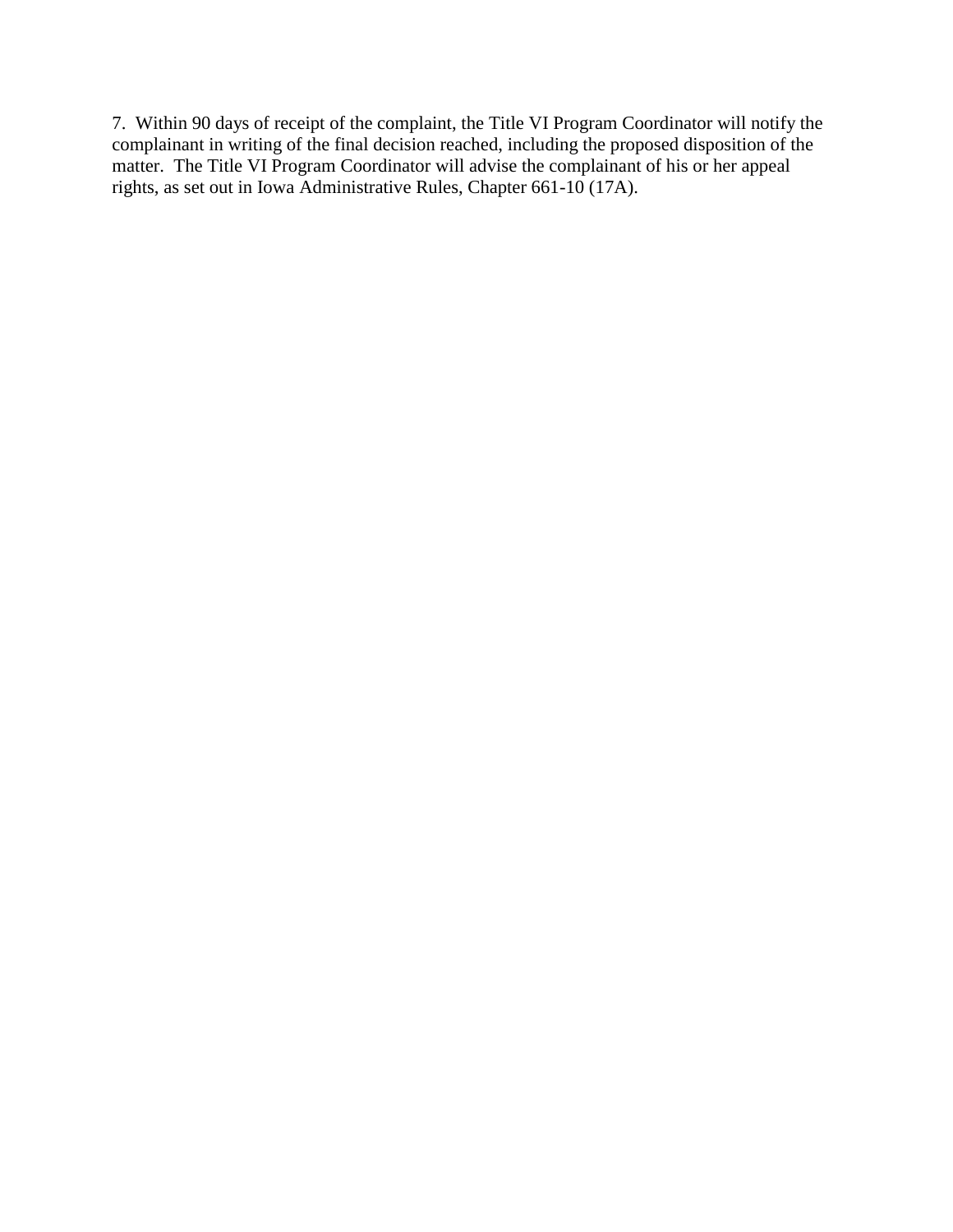7.  Within 90 days of receipt of the complaint, the Title VI Program Coordinator will notify the complainant in writing of the final decision reached, including the proposed disposition of the matter.  The Title VI Program Coordinator will advise the complainant of his or her appeal rights, as set out in Iowa Administrative Rules, Chapter 661-10 (17A).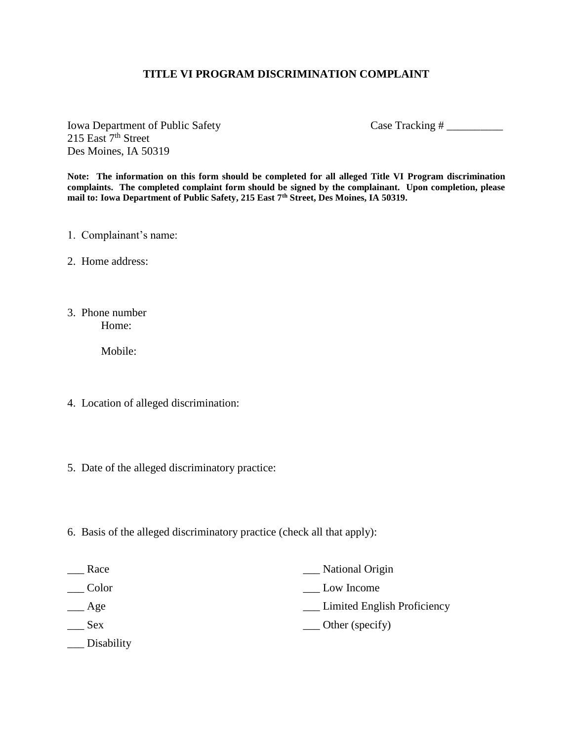# TITLE VI PROGRAM DISCRIMINATION COMPLAINT

Iowa Department of Public Safety
215 East 7th Street
Des Moines, IA 50319

Case Tracking # __________

**Note: The information on this form should be completed for all alleged Title VI Program discrimination complaints. The completed complaint form should be signed by the complainant. Upon completion, please mail to: Iowa Department of Public Safety, 215 East 7th Street, Des Moines, IA 50319.**

1. Complainant's name:

2. Home address:

3. Phone number
   Home:

   Mobile:

4. Location of alleged discrimination:

5. Date of the alleged discriminatory practice:

6. Basis of the alleged discriminatory practice (check all that apply):

___ Race
___ Color
___ Age
___ Sex
___ Disability
___ National Origin
___ Low Income
___ Limited English Proficiency
___ Other (specify)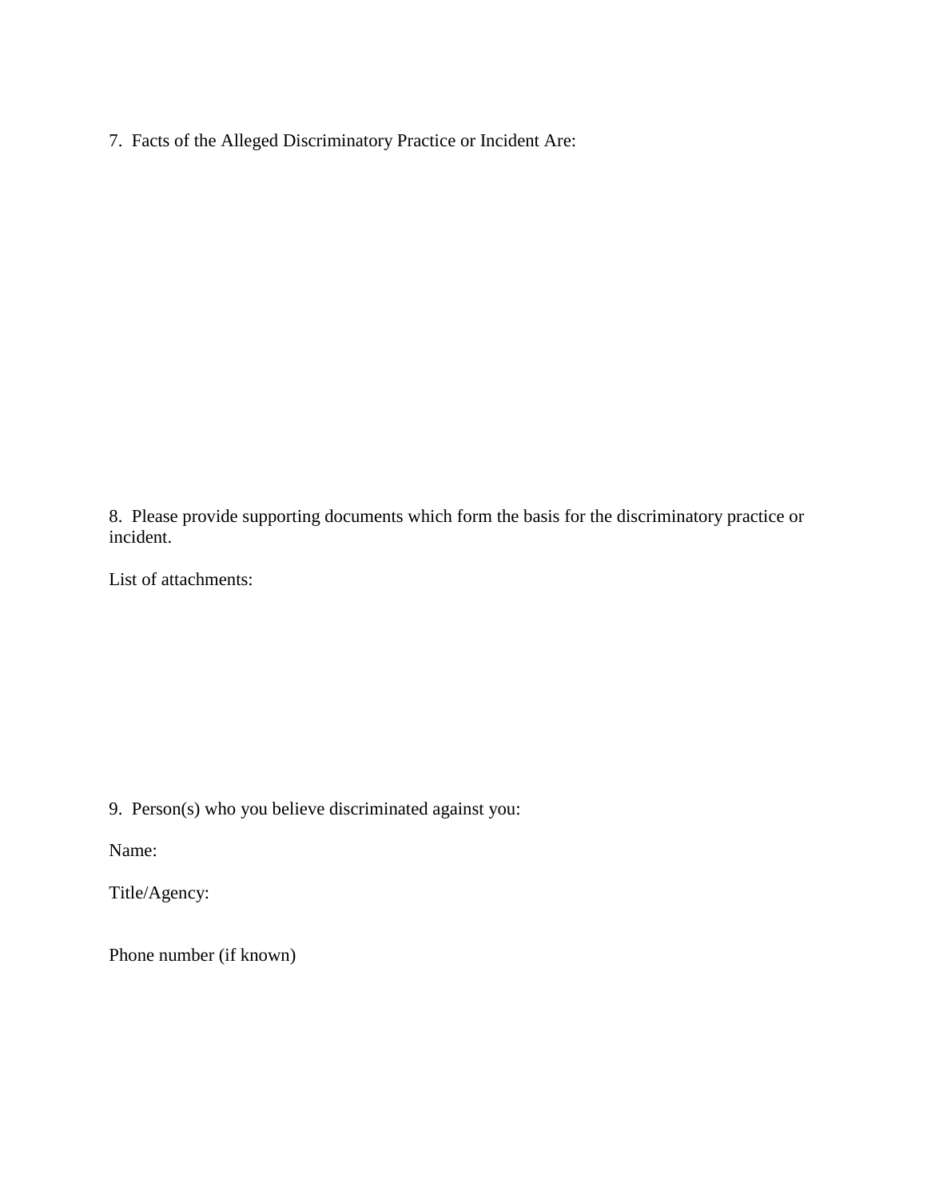7. Facts of the Alleged Discriminatory Practice or Incident Are:

8. Please provide supporting documents which form the basis for the discriminatory practice or incident.

List of attachments:

9. Person(s) who you believe discriminated against you:

Name:

Title/Agency:

Phone number (if known)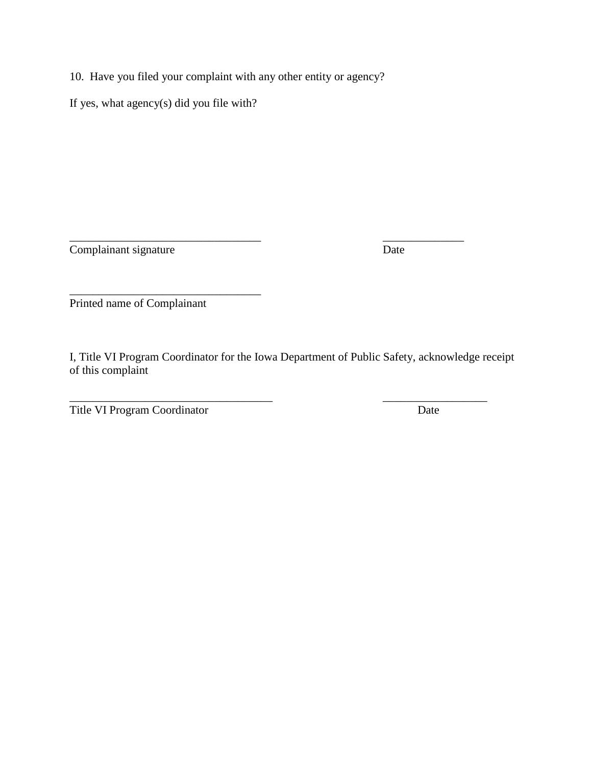10. Have you filed your complaint with any other entity or agency?

If yes, what agency(s) did you file with?

_________________________________ ______________
Complainant signature Date

_________________________________
Printed name of Complainant

I, Title VI Program Coordinator for the Iowa Department of Public Safety, acknowledge receipt of this complaint

___________________________________ __________________
Title VI Program Coordinator Date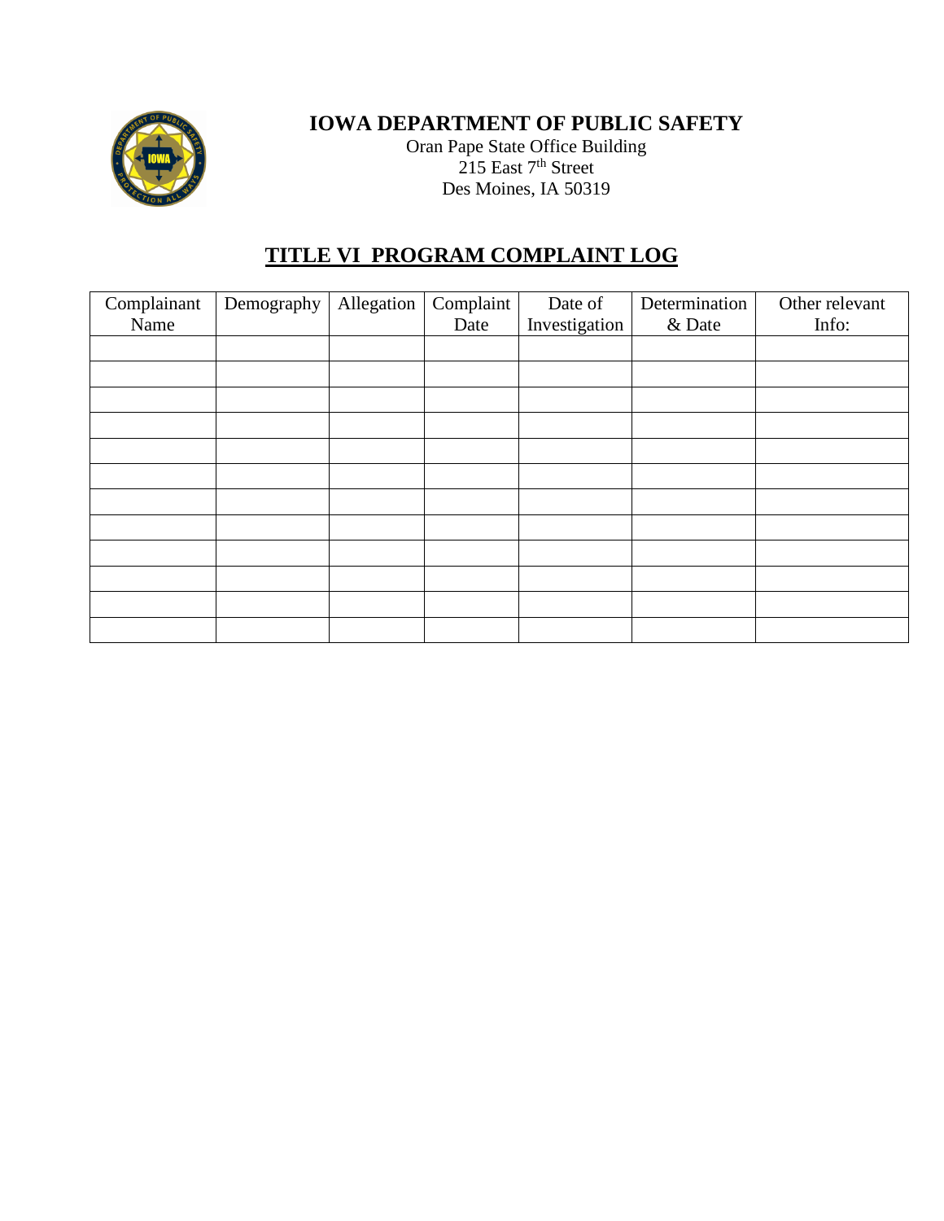**IOWA DEPARTMENT OF PUBLIC SAFETY**
Oran Pape State Office Building
215 East 7th Street
Des Moines, IA 50319

## TITLE VI PROGRAM COMPLAINT LOG

| Complainant Name | Demography | Allegation | Complaint Date | Date of Investigation | Determination & Date | Other relevant Info: |
|---|---|---|---|---|---|---|
| | | | | | | |
| | | | | | | |
| | | | | | | |
| | | | | | | |
| | | | | | | |
| | | | | | | |
| | | | | | | |
| | | | | | | |
| | | | | | | |
| | | | | | | |
| | | | | | | |
| | | | | | | |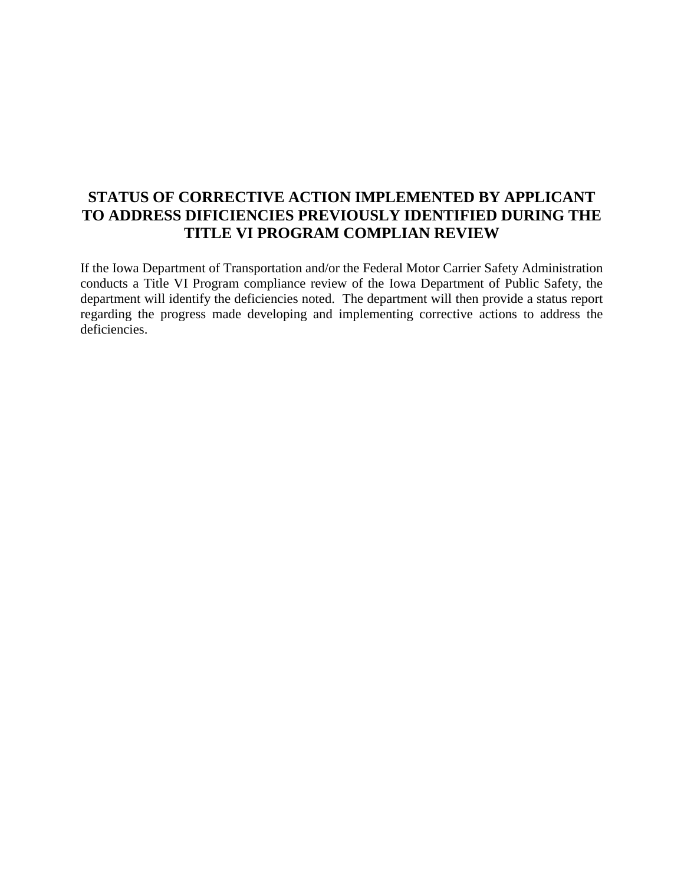# STATUS OF CORRECTIVE ACTION IMPLEMENTED BY APPLICANT TO ADDRESS DIFICIENCIES PREVIOUSLY IDENTIFIED DURING THE TITLE VI PROGRAM COMPLIAN REVIEW

If the Iowa Department of Transportation and/or the Federal Motor Carrier Safety Administration conducts a Title VI Program compliance review of the Iowa Department of Public Safety, the department will identify the deficiencies noted. The department will then provide a status report regarding the progress made developing and implementing corrective actions to address the deficiencies.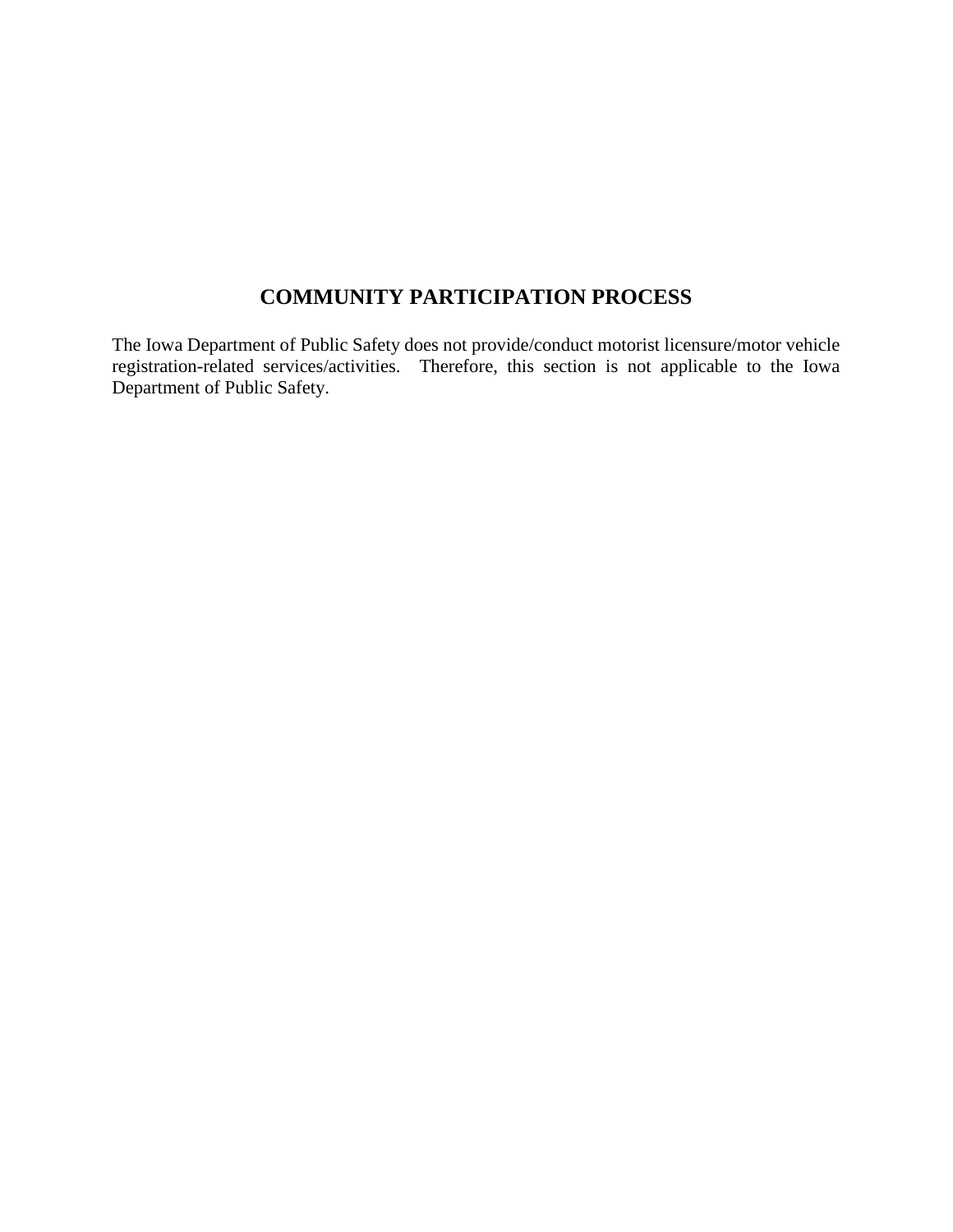# COMMUNITY PARTICIPATION PROCESS

The Iowa Department of Public Safety does not provide/conduct motorist licensure/motor vehicle registration-related services/activities. Therefore, this section is not applicable to the Iowa Department of Public Safety.